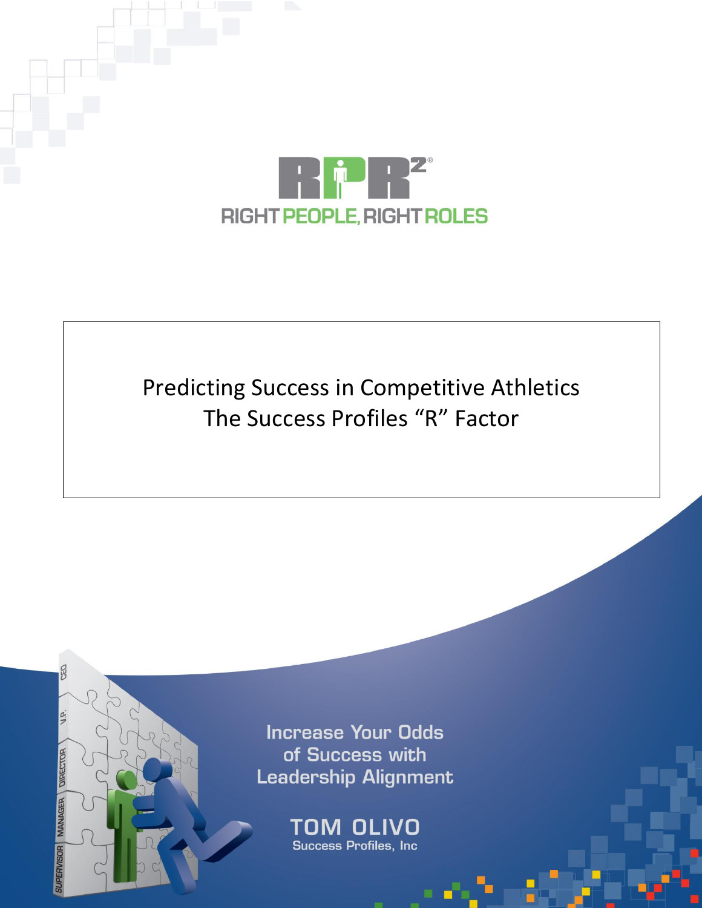RPR²®

RIGHT PEOPLE, RIGHT ROLES

# Predicting Success in Competitive Athletics
## The Success Profiles "R" Factor

Increase Your Odds of Success with Leadership Alignment

TOM OLIVO

Success Profiles, Inc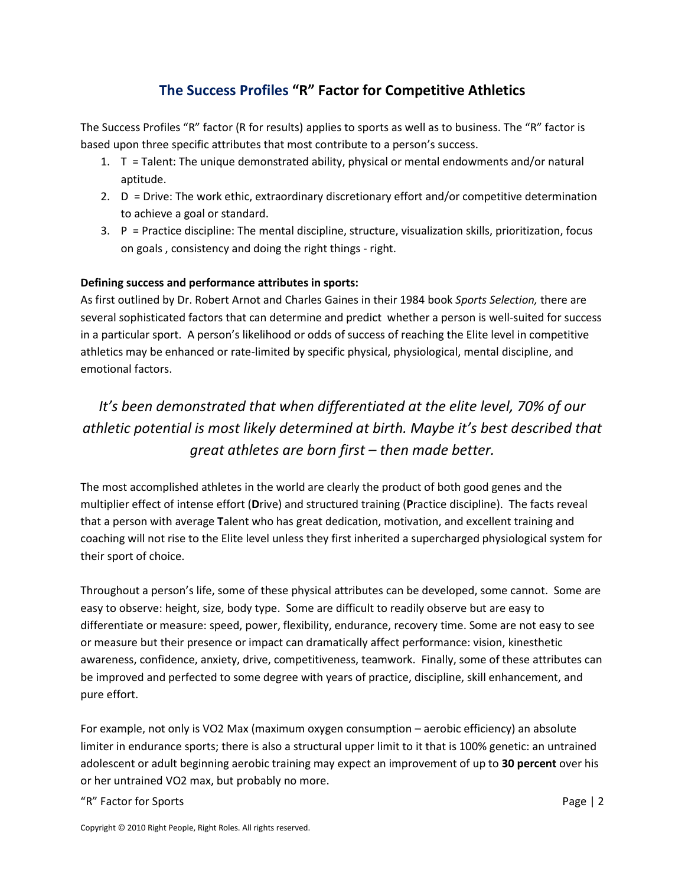## The Success Profiles "R" Factor for Competitive Athletics

The Success Profiles "R" factor (R for results) applies to sports as well as to business. The "R" factor is based upon three specific attributes that most contribute to a person's success.

1. T = Talent: The unique demonstrated ability, physical or mental endowments and/or natural aptitude.
2. D = Drive: The work ethic, extraordinary discretionary effort and/or competitive determination to achieve a goal or standard.
3. P = Practice discipline: The mental discipline, structure, visualization skills, prioritization, focus on goals , consistency and doing the right things - right.

**Defining success and performance attributes in sports:**
As first outlined by Dr. Robert Arnot and Charles Gaines in their 1984 book *Sports Selection,* there are several sophisticated factors that can determine and predict whether a person is well-suited for success in a particular sport. A person's likelihood or odds of success of reaching the Elite level in competitive athletics may be enhanced or rate-limited by specific physical, physiological, mental discipline, and emotional factors.

*It's been demonstrated that when differentiated at the elite level, 70% of our athletic potential is most likely determined at birth. Maybe it's best described that great athletes are born first – then made better.*

The most accomplished athletes in the world are clearly the product of both good genes and the multiplier effect of intense effort (**D**rive) and structured training (**P**ractice discipline). The facts reveal that a person with average **T**alent who has great dedication, motivation, and excellent training and coaching will not rise to the Elite level unless they first inherited a supercharged physiological system for their sport of choice.

Throughout a person's life, some of these physical attributes can be developed, some cannot. Some are easy to observe: height, size, body type. Some are difficult to readily observe but are easy to differentiate or measure: speed, power, flexibility, endurance, recovery time. Some are not easy to see or measure but their presence or impact can dramatically affect performance: vision, kinesthetic awareness, confidence, anxiety, drive, competitiveness, teamwork. Finally, some of these attributes can be improved and perfected to some degree with years of practice, discipline, skill enhancement, and pure effort.

For example, not only is VO2 Max (maximum oxygen consumption – aerobic efficiency) an absolute limiter in endurance sports; there is also a structural upper limit to it that is 100% genetic: an untrained adolescent or adult beginning aerobic training may expect an improvement of up to **30 percent** over his or her untrained VO2 max, but probably no more.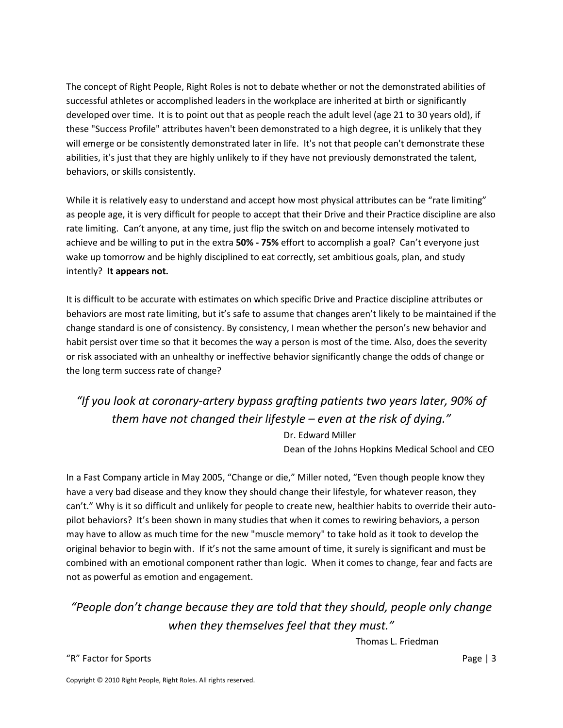The concept of Right People, Right Roles is not to debate whether or not the demonstrated abilities of successful athletes or accomplished leaders in the workplace are inherited at birth or significantly developed over time. It is to point out that as people reach the adult level (age 21 to 30 years old), if these "Success Profile" attributes haven't been demonstrated to a high degree, it is unlikely that they will emerge or be consistently demonstrated later in life. It's not that people can't demonstrate these abilities, it's just that they are highly unlikely to if they have not previously demonstrated the talent, behaviors, or skills consistently.

While it is relatively easy to understand and accept how most physical attributes can be “rate limiting” as people age, it is very difficult for people to accept that their Drive and their Practice discipline are also rate limiting. Can’t anyone, at any time, just flip the switch on and become intensely motivated to achieve and be willing to put in the extra **50% - 75%** effort to accomplish a goal? Can’t everyone just wake up tomorrow and be highly disciplined to eat correctly, set ambitious goals, plan, and study intently? **It appears not.**

It is difficult to be accurate with estimates on which specific Drive and Practice discipline attributes or behaviors are most rate limiting, but it’s safe to assume that changes aren’t likely to be maintained if the change standard is one of consistency. By consistency, I mean whether the person’s new behavior and habit persist over time so that it becomes the way a person is most of the time. Also, does the severity or risk associated with an unhealthy or ineffective behavior significantly change the odds of change or the long term success rate of change?

> *“If you look at coronary-artery bypass grafting patients two years later, 90% of them have not changed their lifestyle – even at the risk of dying.”*
>
> Dr. Edward Miller
> Dean of the Johns Hopkins Medical School and CEO

In a Fast Company article in May 2005, “Change or die,” Miller noted, “Even though people know they have a very bad disease and they know they should change their lifestyle, for whatever reason, they can’t.” Why is it so difficult and unlikely for people to create new, healthier habits to override their auto-pilot behaviors? It’s been shown in many studies that when it comes to rewiring behaviors, a person may have to allow as much time for the new "muscle memory" to take hold as it took to develop the original behavior to begin with. If it’s not the same amount of time, it surely is significant and must be combined with an emotional component rather than logic. When it comes to change, fear and facts are not as powerful as emotion and engagement.

> *“People don’t change because they are told that they should, people only change when they themselves feel that they must.”*
>
> Thomas L. Friedman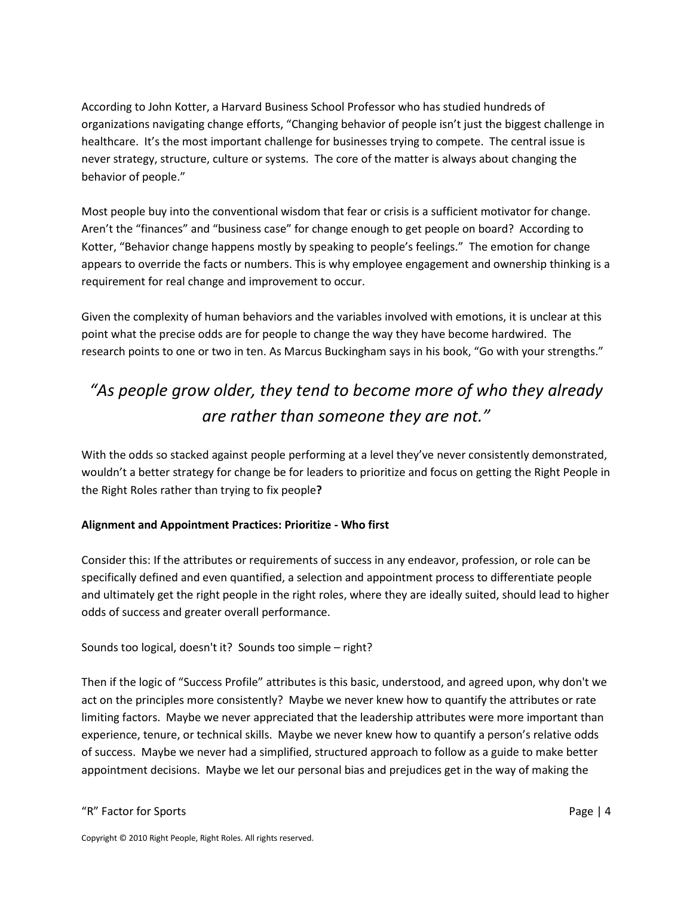According to John Kotter, a Harvard Business School Professor who has studied hundreds of organizations navigating change efforts, "Changing behavior of people isn't just the biggest challenge in healthcare. It's the most important challenge for businesses trying to compete. The central issue is never strategy, structure, culture or systems. The core of the matter is always about changing the behavior of people."

Most people buy into the conventional wisdom that fear or crisis is a sufficient motivator for change. Aren't the "finances" and "business case" for change enough to get people on board? According to Kotter, "Behavior change happens mostly by speaking to people's feelings." The emotion for change appears to override the facts or numbers. This is why employee engagement and ownership thinking is a requirement for real change and improvement to occur.

Given the complexity of human behaviors and the variables involved with emotions, it is unclear at this point what the precise odds are for people to change the way they have become hardwired. The research points to one or two in ten. As Marcus Buckingham says in his book, "Go with your strengths."

> *"As people grow older, they tend to become more of who they already are rather than someone they are not."*

With the odds so stacked against people performing at a level they've never consistently demonstrated, wouldn't a better strategy for change be for leaders to prioritize and focus on getting the Right People in the Right Roles rather than trying to fix people**?**

**Alignment and Appointment Practices: Prioritize - Who first**

Consider this: If the attributes or requirements of success in any endeavor, profession, or role can be specifically defined and even quantified, a selection and appointment process to differentiate people and ultimately get the right people in the right roles, where they are ideally suited, should lead to higher odds of success and greater overall performance.

Sounds too logical, doesn't it? Sounds too simple – right?

Then if the logic of "Success Profile" attributes is this basic, understood, and agreed upon, why don't we act on the principles more consistently? Maybe we never knew how to quantify the attributes or rate limiting factors. Maybe we never appreciated that the leadership attributes were more important than experience, tenure, or technical skills. Maybe we never knew how to quantify a person's relative odds of success. Maybe we never had a simplified, structured approach to follow as a guide to make better appointment decisions. Maybe we let our personal bias and prejudices get in the way of making the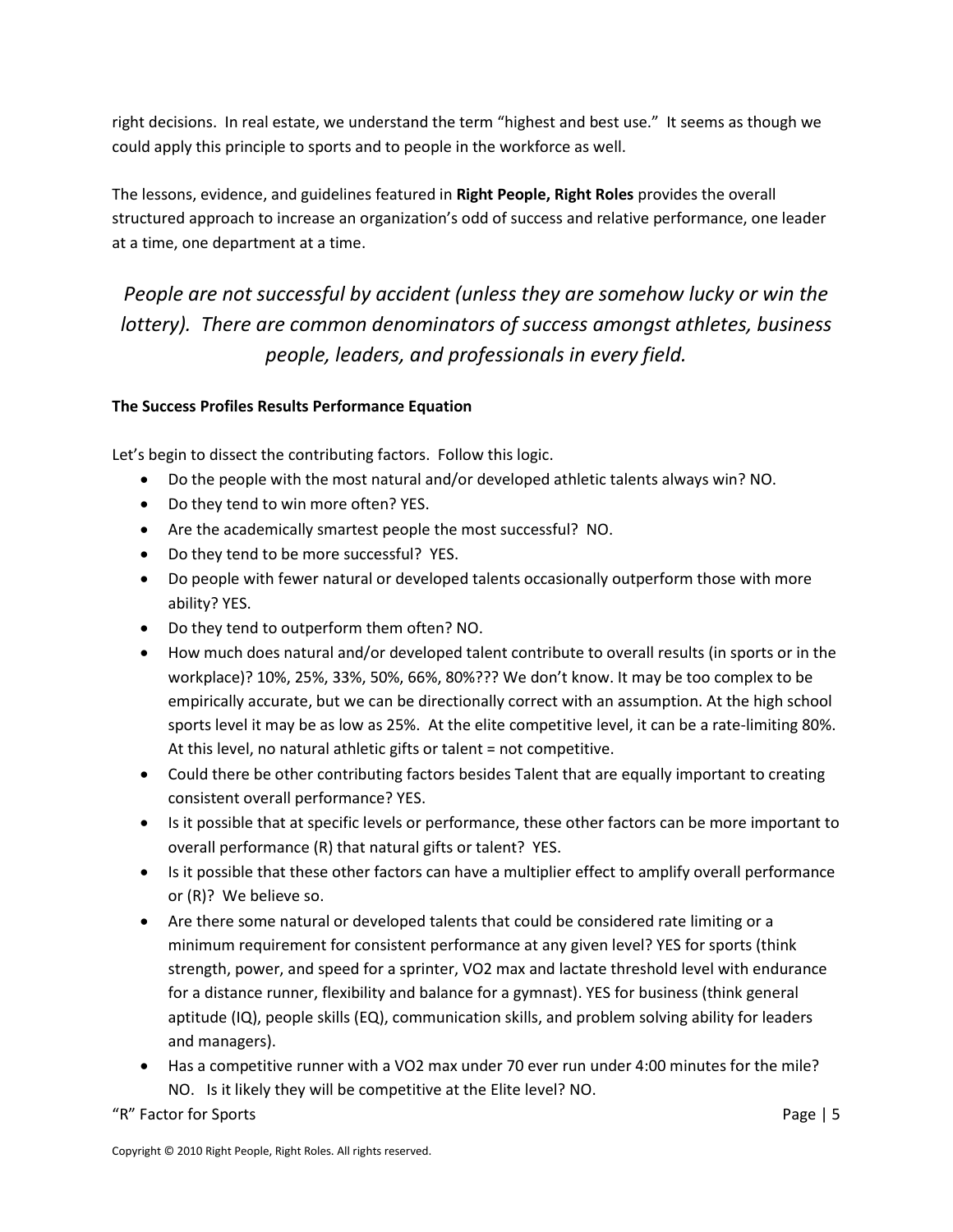right decisions. In real estate, we understand the term “highest and best use.” It seems as though we could apply this principle to sports and to people in the workforce as well.

The lessons, evidence, and guidelines featured in **Right People, Right Roles** provides the overall structured approach to increase an organization’s odd of success and relative performance, one leader at a time, one department at a time.

*People are not successful by accident (unless they are somehow lucky or win the lottery). There are common denominators of success amongst athletes, business people, leaders, and professionals in every field.*

**The Success Profiles Results Performance Equation**

Let’s begin to dissect the contributing factors. Follow this logic.

- Do the people with the most natural and/or developed athletic talents always win? NO.
- Do they tend to win more often? YES.
- Are the academically smartest people the most successful? NO.
- Do they tend to be more successful? YES.
- Do people with fewer natural or developed talents occasionally outperform those with more ability? YES.
- Do they tend to outperform them often? NO.
- How much does natural and/or developed talent contribute to overall results (in sports or in the workplace)? 10%, 25%, 33%, 50%, 66%, 80%??? We don’t know. It may be too complex to be empirically accurate, but we can be directionally correct with an assumption. At the high school sports level it may be as low as 25%. At the elite competitive level, it can be a rate-limiting 80%. At this level, no natural athletic gifts or talent = not competitive.
- Could there be other contributing factors besides Talent that are equally important to creating consistent overall performance? YES.
- Is it possible that at specific levels or performance, these other factors can be more important to overall performance (R) that natural gifts or talent? YES.
- Is it possible that these other factors can have a multiplier effect to amplify overall performance or (R)? We believe so.
- Are there some natural or developed talents that could be considered rate limiting or a minimum requirement for consistent performance at any given level? YES for sports (think strength, power, and speed for a sprinter, VO2 max and lactate threshold level with endurance for a distance runner, flexibility and balance for a gymnast). YES for business (think general aptitude (IQ), people skills (EQ), communication skills, and problem solving ability for leaders and managers).
- Has a competitive runner with a VO2 max under 70 ever run under 4:00 minutes for the mile? NO. Is it likely they will be competitive at the Elite level? NO.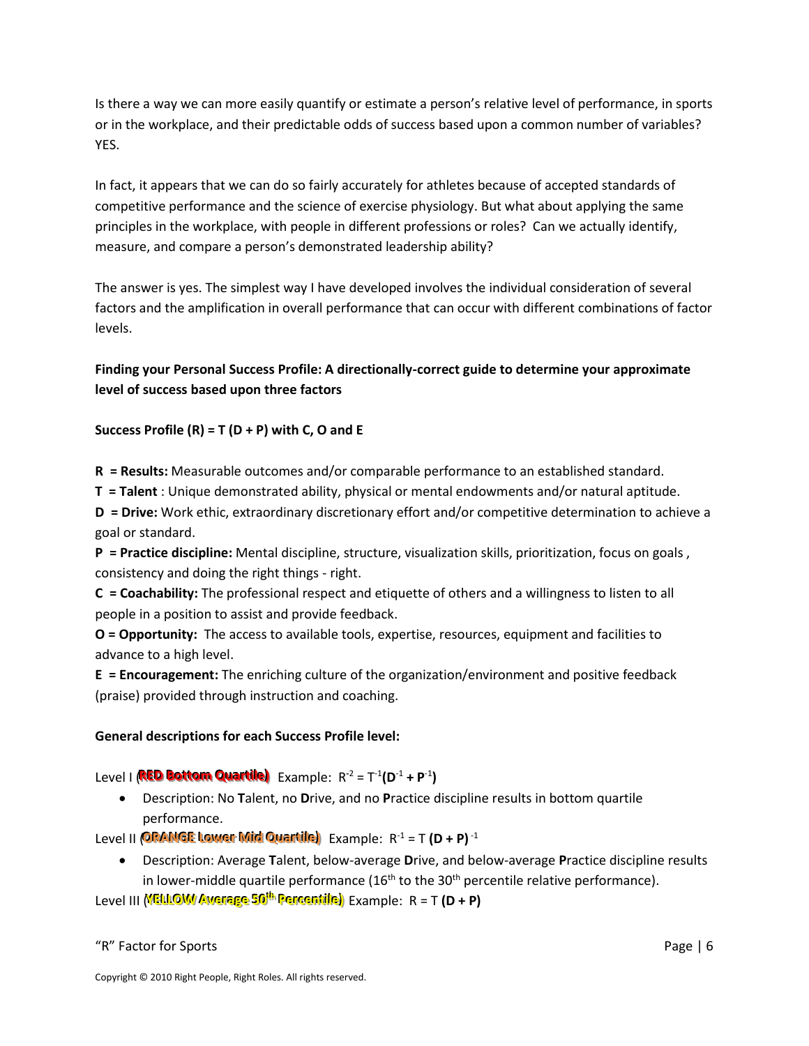Is there a way we can more easily quantify or estimate a person's relative level of performance, in sports or in the workplace, and their predictable odds of success based upon a common number of variables? YES.

In fact, it appears that we can do so fairly accurately for athletes because of accepted standards of competitive performance and the science of exercise physiology. But what about applying the same principles in the workplace, with people in different professions or roles? Can we actually identify, measure, and compare a person's demonstrated leadership ability?

The answer is yes. The simplest way I have developed involves the individual consideration of several factors and the amplification in overall performance that can occur with different combinations of factor levels.

**Finding your Personal Success Profile: A directionally-correct guide to determine your approximate level of success based upon three factors**

**Success Profile (R) = T (D + P) with C, O and E**

**R = Results:** Measurable outcomes and/or comparable performance to an established standard.
**T = Talent** : Unique demonstrated ability, physical or mental endowments and/or natural aptitude.
**D = Drive:** Work ethic, extraordinary discretionary effort and/or competitive determination to achieve a goal or standard.
**P = Practice discipline:** Mental discipline, structure, visualization skills, prioritization, focus on goals , consistency and doing the right things - right.
**C = Coachability:** The professional respect and etiquette of others and a willingness to listen to all people in a position to assist and provide feedback.
**O = Opportunity:** The access to available tools, expertise, resources, equipment and facilities to advance to a high level.
**E = Encouragement:** The enriching culture of the organization/environment and positive feedback (praise) provided through instruction and coaching.

**General descriptions for each Success Profile level:**

Level I (**RED Bottom Quartile**) Example: $R^{-2} = T^{-1}(D^{-1} + P^{-1})$

- Description: No **T**alent, no **D**rive, and no **P**ractice discipline results in bottom quartile performance.

Level II (**ORANGE Lower Mid Quartile**) Example: $R^{-1} = T\,(D + P)^{-1}$

- Description: Average **T**alent, below-average **D**rive, and below-average **P**ractice discipline results in lower-middle quartile performance (16th to the 30th percentile relative performance).

Level III (**YELLOW Average 50th Percentile**) Example: $R = T\,(D + P)$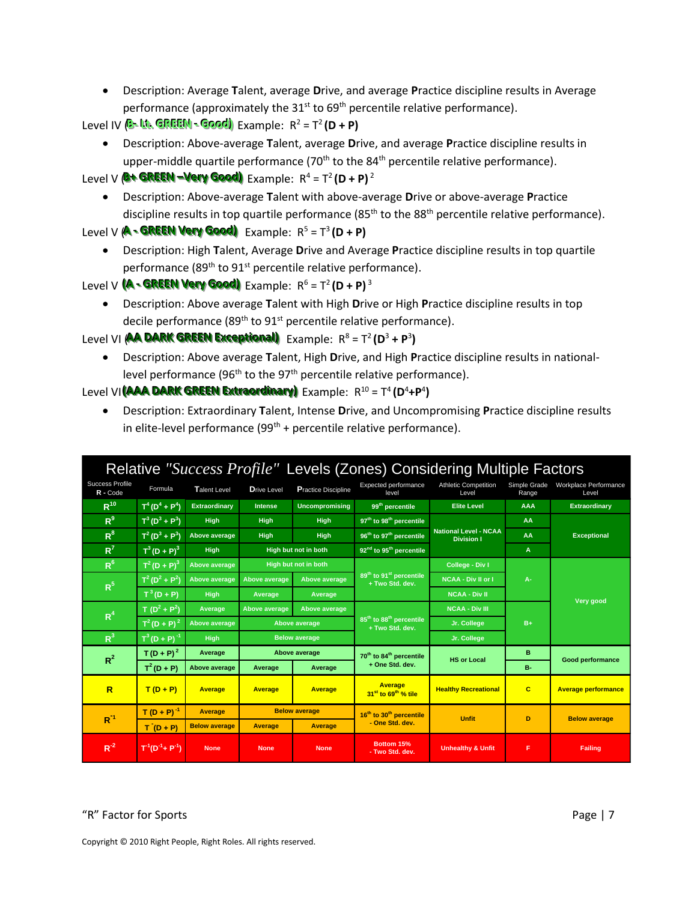- Description: Average **T**alent, average **D**rive, and average **P**ractice discipline results in Average performance (approximately the 31st to 69th percentile relative performance).

Level IV (**B- Lt. GREEN - Good**) Example: $R^2 = T^2$ **(D + P)**

- Description: Above-average **T**alent, average **D**rive, and average **P**ractice discipline results in upper-middle quartile performance (70th to the 84th percentile relative performance).

Level V (**B+ GREEN –Very Good**) Example: $R^4 = T^2$ **(D + P)** $^2$

- Description: Above-average **T**alent with above-average **D**rive or above-average **P**ractice discipline results in top quartile performance (85th to the 88th percentile relative performance).

Level V (**A - GREEN Very Good**) Example: $R^5 = T^3$ **(D + P)**

- Description: High **T**alent, Average **D**rive and Average **P**ractice discipline results in top quartile performance (89th to 91st percentile relative performance).

Level V (**A - GREEN Very Good**) Example: $R^6 = T^2$ **(D + P)** $^3$

- Description: Above average **T**alent with High **D**rive or High **P**ractice discipline results in top decile performance (89th to 91st percentile relative performance).

Level VI (**AA DARK GREEN Exceptional**) Example: $R^8 = T^2$ **($D^3$ + $P^3$)**

- Description: Above average **T**alent, High **D**rive, and High **P**ractice discipline results in national-level performance (96th to the 97th percentile relative performance).

Level VI (**AAA DARK GREEN Extraordinary**) Example: $R^{10} = T^4$ **($D^4$+$P^4$)**

- Description: Extraordinary **T**alent, Intense **D**rive, and Uncompromising **P**ractice discipline results in elite-level performance (99th + percentile relative performance).

**Relative *"Success Profile"* Levels (Zones) Considering Multiple Factors**

| Success Profile R - Code | Formula | Talent Level | Drive Level | Practice Discipline | Expected performance level | Athletic Competition Level | Simple Grade Range | Workplace Performance Level |
|---|---|---|---|---|---|---|---|---|
| $R^{10}$ | $T^4 (D^4 + P^4)$ | Extraordinary | Intense | Uncompromising | 99th percentile | Elite Level | AAA | Extraordinary |
| $R^9$ | $T^3 (D^3 + P^3)$ | High | High | High | 97th to 98th percentile | National Level - NCAA Division I | AA | Exceptional |
| $R^8$ | $T^2 (D^3 + P^3)$ | Above average | High | High | 96th to 97th percentile | | AA | |
| $R^7$ | $T^3 (D + P)^3$ | High | High but not in both | | 92nd to 95th percentile | | A | |
| $R^6$ | $T^2 (D + P)^3$ | Above average | High but not in both | | 89th to 91st percentile + Two Std. dev. | College - Div I | A- | Very good |
| $R^5$ | $T^2 (D^2 + P^2)$ | Above average | Above average | Above average | | NCAA - Div II or I | | |
| | $T^3 (D + P)$ | High | Average | Average | | NCAA - Div II | | |
| $R^4$ | $T (D^2 + P^2)$ | Average | Above average | Above average | 85th to 88th percentile + Two Std. dev. | NCAA - Div III | B+ | |
| | $T^2 (D + P)^2$ | Above average | Above average | | | Jr. College | | |
| $R^3$ | $T^3 (D + P)^{-1}$ | High | Below average | | | Jr. College | | |
| $R^2$ | $T (D + P)^2$ | Average | Above average | | 70th to 84th percentile + One Std. dev. | HS or Local | B | Good performance |
| | $T^2 (D + P)$ | Above average | Average | Average | | | B- | |
| R | T (D + P) | Average | Average | Average | Average 31st to 69th % tile | Healthy Recreational | C | Average performance |
| $R^{-1}$ | $T (D + P)^{-1}$ | Average | Below average | | 16th to 30th percentile - One Std. dev. | Unfit | D | Below average |
| | $T^{-} (D + P)$ | Below average | Average | Average | | | | |
| $R^{-2}$ | $T^{-1}(D^{-1} + P^{-1})$ | None | None | None | Bottom 15% - Two Std. dev. | Unhealthy & Unfit | F | Failing |

Copyright © 2010 Right People, Right Roles. All rights reserved.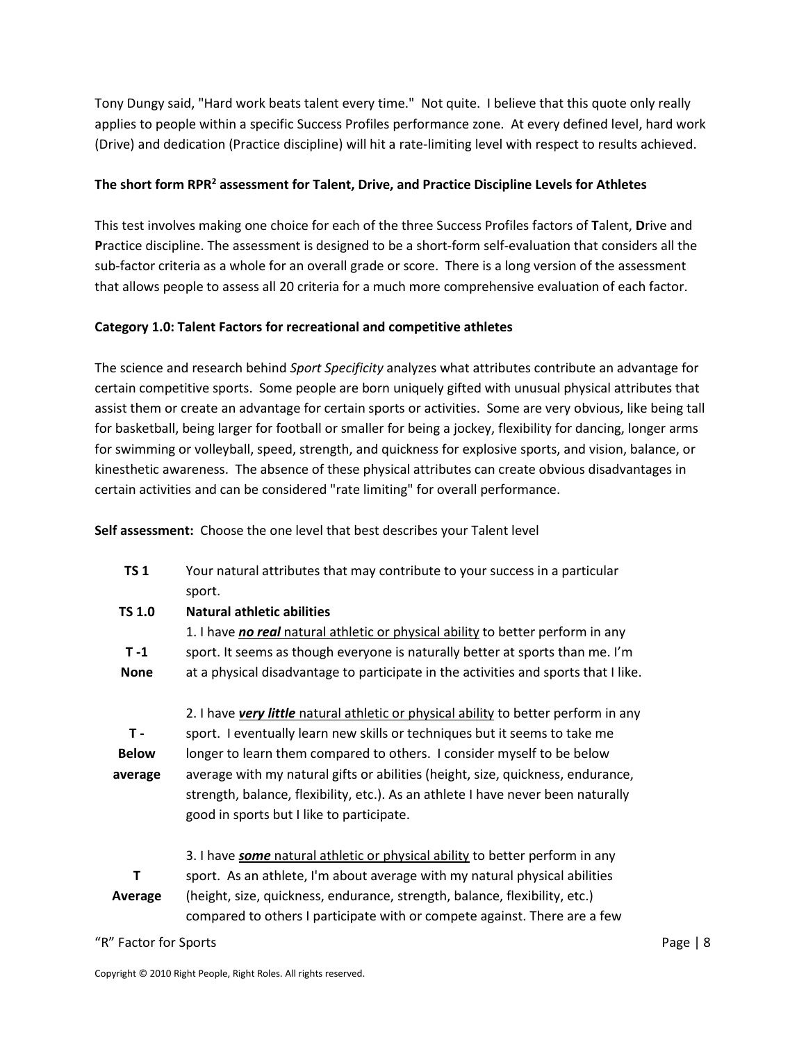Tony Dungy said, "Hard work beats talent every time." Not quite. I believe that this quote only really applies to people within a specific Success Profiles performance zone. At every defined level, hard work (Drive) and dedication (Practice discipline) will hit a rate-limiting level with respect to results achieved.

**The short form RPR$^2$ assessment for Talent, Drive, and Practice Discipline Levels for Athletes**

This test involves making one choice for each of the three Success Profiles factors of **T**alent, **D**rive and **P**ractice discipline. The assessment is designed to be a short-form self-evaluation that considers all the sub-factor criteria as a whole for an overall grade or score. There is a long version of the assessment that allows people to assess all 20 criteria for a much more comprehensive evaluation of each factor.

**Category 1.0: Talent Factors for recreational and competitive athletes**

The science and research behind *Sport Specificity* analyzes what attributes contribute an advantage for certain competitive sports. Some people are born uniquely gifted with unusual physical attributes that assist them or create an advantage for certain sports or activities. Some are very obvious, like being tall for basketball, being larger for football or smaller for being a jockey, flexibility for dancing, longer arms for swimming or volleyball, speed, strength, and quickness for explosive sports, and vision, balance, or kinesthetic awareness. The absence of these physical attributes can create obvious disadvantages in certain activities and can be considered "rate limiting" for overall performance.

**Self assessment:** Choose the one level that best describes your Talent level

| | |
|---|---|
| **TS 1** | Your natural attributes that may contribute to your success in a particular sport. |
| **TS 1.0** | **Natural athletic abilities** |
| **T -1 None** | 1. I have ***no real*** natural athletic or physical ability to better perform in any sport. It seems as though everyone is naturally better at sports than me. I'm at a physical disadvantage to participate in the activities and sports that I like. |
| **T - Below average** | 2. I have ***very little*** natural athletic or physical ability to better perform in any sport. I eventually learn new skills or techniques but it seems to take me longer to learn them compared to others. I consider myself to be below average with my natural gifts or abilities (height, size, quickness, endurance, strength, balance, flexibility, etc.). As an athlete I have never been naturally good in sports but I like to participate. |
| **T Average** | 3. I have ***some*** natural athletic or physical ability to better perform in any sport. As an athlete, I'm about average with my natural physical abilities (height, size, quickness, endurance, strength, balance, flexibility, etc.) compared to others I participate with or compete against. There are a few |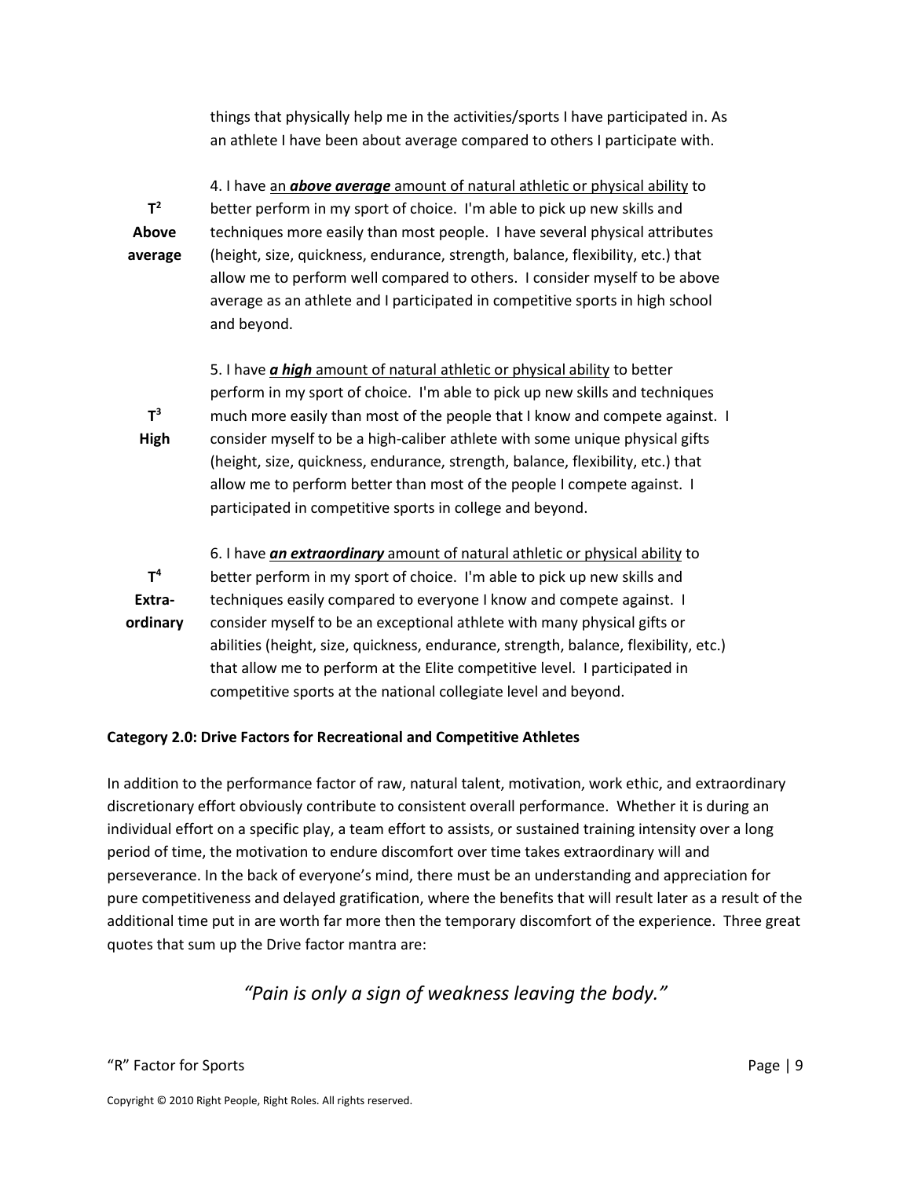things that physically help me in the activities/sports I have participated in. As an athlete I have been about average compared to others I participate with.

**$T^2$ Above average**

4. I have an ***above average*** amount of natural athletic or physical ability to better perform in my sport of choice. I'm able to pick up new skills and techniques more easily than most people. I have several physical attributes (height, size, quickness, endurance, strength, balance, flexibility, etc.) that allow me to perform well compared to others. I consider myself to be above average as an athlete and I participated in competitive sports in high school and beyond.

**$T^3$ High**

5. I have ***a high*** amount of natural athletic or physical ability to better perform in my sport of choice. I'm able to pick up new skills and techniques much more easily than most of the people that I know and compete against. I consider myself to be a high-caliber athlete with some unique physical gifts (height, size, quickness, endurance, strength, balance, flexibility, etc.) that allow me to perform better than most of the people I compete against. I participated in competitive sports in college and beyond.

**$T^4$ Extra-ordinary**

6. I have ***an extraordinary*** amount of natural athletic or physical ability to better perform in my sport of choice. I'm able to pick up new skills and techniques easily compared to everyone I know and compete against. I consider myself to be an exceptional athlete with many physical gifts or abilities (height, size, quickness, endurance, strength, balance, flexibility, etc.) that allow me to perform at the Elite competitive level. I participated in competitive sports at the national collegiate level and beyond.

**Category 2.0: Drive Factors for Recreational and Competitive Athletes**

In addition to the performance factor of raw, natural talent, motivation, work ethic, and extraordinary discretionary effort obviously contribute to consistent overall performance. Whether it is during an individual effort on a specific play, a team effort to assists, or sustained training intensity over a long period of time, the motivation to endure discomfort over time takes extraordinary will and perseverance. In the back of everyone's mind, there must be an understanding and appreciation for pure competitiveness and delayed gratification, where the benefits that will result later as a result of the additional time put in are worth far more then the temporary discomfort of the experience. Three great quotes that sum up the Drive factor mantra are:

*"Pain is only a sign of weakness leaving the body."*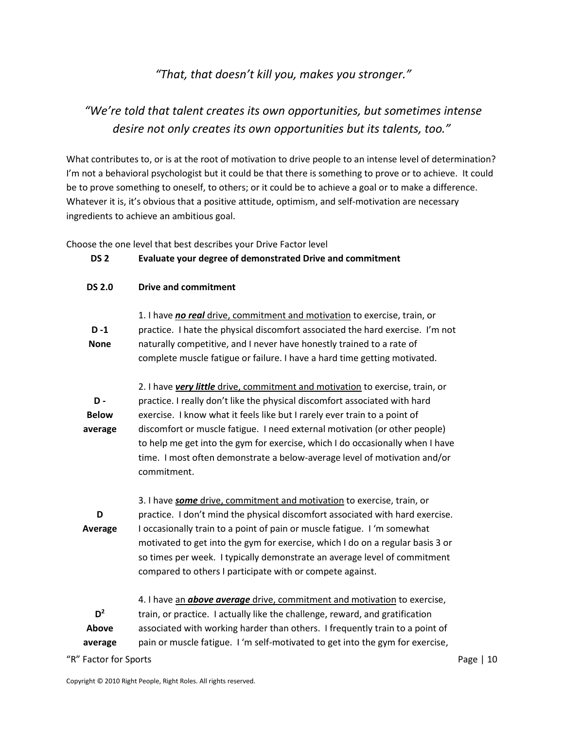*"That, that doesn't kill you, makes you stronger."*

*"We're told that talent creates its own opportunities, but sometimes intense desire not only creates its own opportunities but its talents, too."*

What contributes to, or is at the root of motivation to drive people to an intense level of determination? I'm not a behavioral psychologist but it could be that there is something to prove or to achieve. It could be to prove something to oneself, to others; or it could be to achieve a goal or to make a difference. Whatever it is, it's obvious that a positive attitude, optimism, and self-motivation are necessary ingredients to achieve an ambitious goal.

Choose the one level that best describes your Drive Factor level

| | |
|---|---|
| **DS 2** | **Evaluate your degree of demonstrated Drive and commitment** |
| **DS 2.0** | **Drive and commitment** |
| **D -1 None** | 1. I have ***no real*** drive, commitment and motivation to exercise, train, or practice. I hate the physical discomfort associated the hard exercise. I'm not naturally competitive, and I never have honestly trained to a rate of complete muscle fatigue or failure. I have a hard time getting motivated. |
| **D - Below average** | 2. I have ***very little*** drive, commitment and motivation to exercise, train, or practice. I really don't like the physical discomfort associated with hard exercise. I know what it feels like but I rarely ever train to a point of discomfort or muscle fatigue. I need external motivation (or other people) to help me get into the gym for exercise, which I do occasionally when I have time. I most often demonstrate a below-average level of motivation and/or commitment. |
| **D Average** | 3. I have ***some*** drive, commitment and motivation to exercise, train, or practice. I don't mind the physical discomfort associated with hard exercise. I occasionally train to a point of pain or muscle fatigue. I 'm somewhat motivated to get into the gym for exercise, which I do on a regular basis 3 or so times per week. I typically demonstrate an average level of commitment compared to others I participate with or compete against. |
| **$D^2$ Above average** | 4. I have an ***above average*** drive, commitment and motivation to exercise, train, or practice. I actually like the challenge, reward, and gratification associated with working harder than others. I frequently train to a point of pain or muscle fatigue. I 'm self-motivated to get into the gym for exercise, |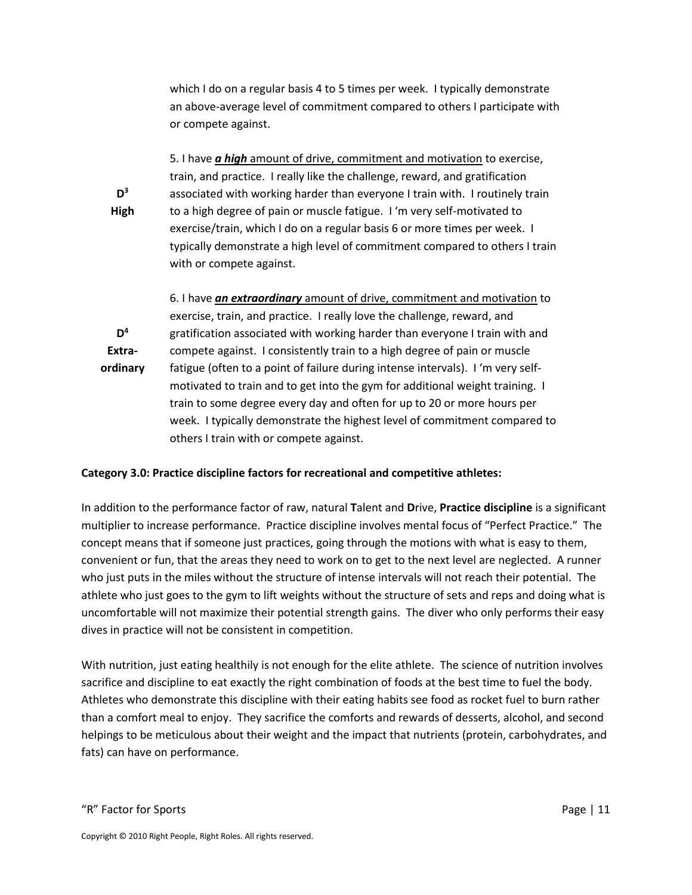which I do on a regular basis 4 to 5 times per week. I typically demonstrate an above-average level of commitment compared to others I participate with or compete against.

**$D^3$ High**

5. I have <u>***a high*** amount of drive, commitment and motivation</u> to exercise, train, and practice. I really like the challenge, reward, and gratification associated with working harder than everyone I train with. I routinely train to a high degree of pain or muscle fatigue. I 'm very self-motivated to exercise/train, which I do on a regular basis 6 or more times per week. I typically demonstrate a high level of commitment compared to others I train with or compete against.

**$D^4$ Extra-ordinary**

6. I have <u>***an extraordinary*** amount of drive, commitment and motivation</u> to exercise, train, and practice. I really love the challenge, reward, and gratification associated with working harder than everyone I train with and compete against. I consistently train to a high degree of pain or muscle fatigue (often to a point of failure during intense intervals). I 'm very self-motivated to train and to get into the gym for additional weight training. I train to some degree every day and often for up to 20 or more hours per week. I typically demonstrate the highest level of commitment compared to others I train with or compete against.

**Category 3.0: Practice discipline factors for recreational and competitive athletes:**

In addition to the performance factor of raw, natural **T**alent and **D**rive, **Practice discipline** is a significant multiplier to increase performance. Practice discipline involves mental focus of "Perfect Practice." The concept means that if someone just practices, going through the motions with what is easy to them, convenient or fun, that the areas they need to work on to get to the next level are neglected. A runner who just puts in the miles without the structure of intense intervals will not reach their potential. The athlete who just goes to the gym to lift weights without the structure of sets and reps and doing what is uncomfortable will not maximize their potential strength gains. The diver who only performs their easy dives in practice will not be consistent in competition.

With nutrition, just eating healthily is not enough for the elite athlete. The science of nutrition involves sacrifice and discipline to eat exactly the right combination of foods at the best time to fuel the body. Athletes who demonstrate this discipline with their eating habits see food as rocket fuel to burn rather than a comfort meal to enjoy. They sacrifice the comforts and rewards of desserts, alcohol, and second helpings to be meticulous about their weight and the impact that nutrients (protein, carbohydrates, and fats) can have on performance.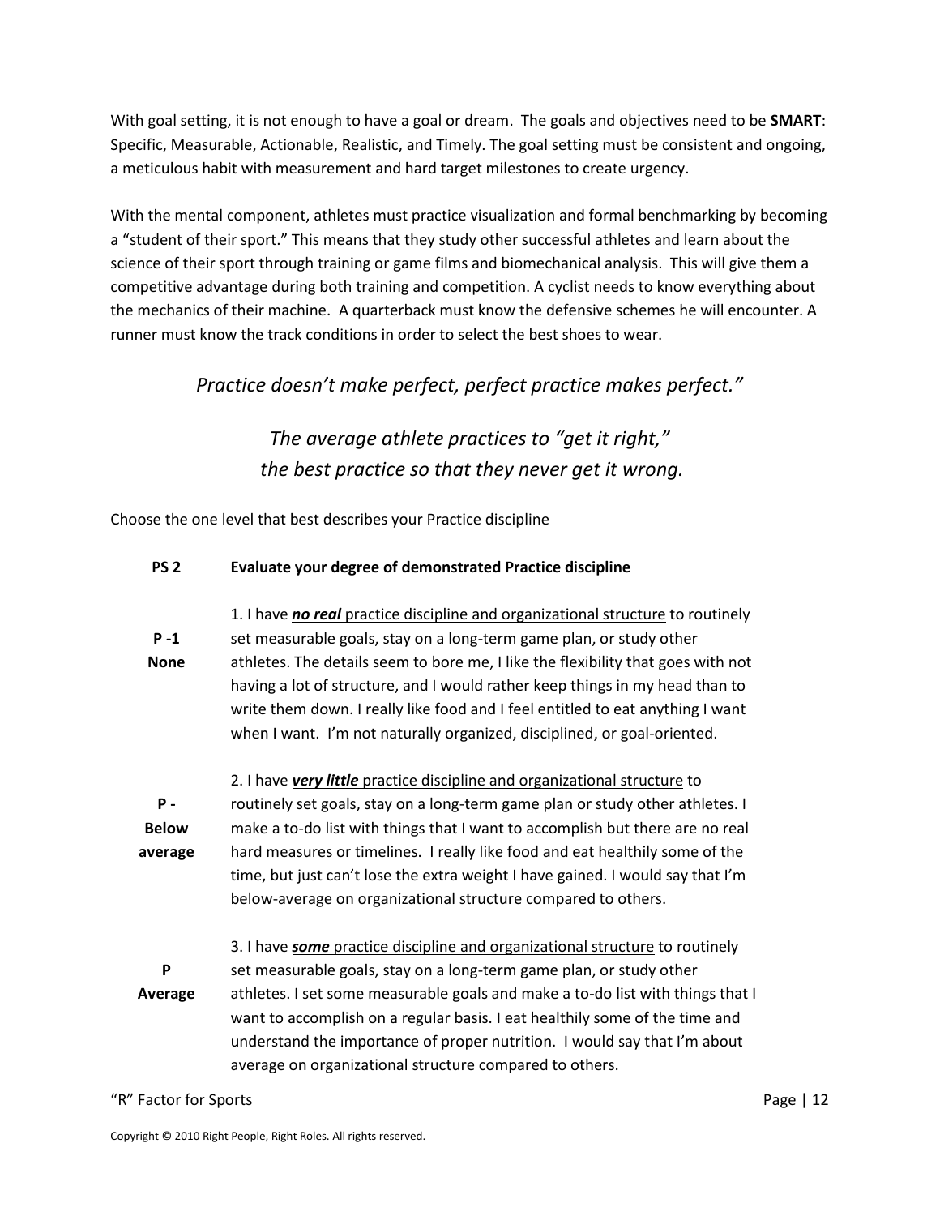With goal setting, it is not enough to have a goal or dream. The goals and objectives need to be **SMART**: Specific, Measurable, Actionable, Realistic, and Timely. The goal setting must be consistent and ongoing, a meticulous habit with measurement and hard target milestones to create urgency.

With the mental component, athletes must practice visualization and formal benchmarking by becoming a "student of their sport." This means that they study other successful athletes and learn about the science of their sport through training or game films and biomechanical analysis. This will give them a competitive advantage during both training and competition. A cyclist needs to know everything about the mechanics of their machine. A quarterback must know the defensive schemes he will encounter. A runner must know the track conditions in order to select the best shoes to wear.

*Practice doesn't make perfect, perfect practice makes perfect."*

*The average athlete practices to "get it right,"*
*the best practice so that they never get it wrong.*

Choose the one level that best describes your Practice discipline

| **PS 2** | **Evaluate your degree of demonstrated Practice discipline** |
|---|---|
| **P -1 None** | 1. I have ***no real*** practice discipline and organizational structure to routinely set measurable goals, stay on a long-term game plan, or study other athletes. The details seem to bore me, I like the flexibility that goes with not having a lot of structure, and I would rather keep things in my head than to write them down. I really like food and I feel entitled to eat anything I want when I want. I'm not naturally organized, disciplined, or goal-oriented. |
| **P - Below average** | 2. I have ***very little*** practice discipline and organizational structure to routinely set goals, stay on a long-term game plan or study other athletes. I make a to-do list with things that I want to accomplish but there are no real hard measures or timelines. I really like food and eat healthily some of the time, but just can't lose the extra weight I have gained. I would say that I'm below-average on organizational structure compared to others. |
| **P Average** | 3. I have ***some*** practice discipline and organizational structure to routinely set measurable goals, stay on a long-term game plan, or study other athletes. I set some measurable goals and make a to-do list with things that I want to accomplish on a regular basis. I eat healthily some of the time and understand the importance of proper nutrition. I would say that I'm about average on organizational structure compared to others. |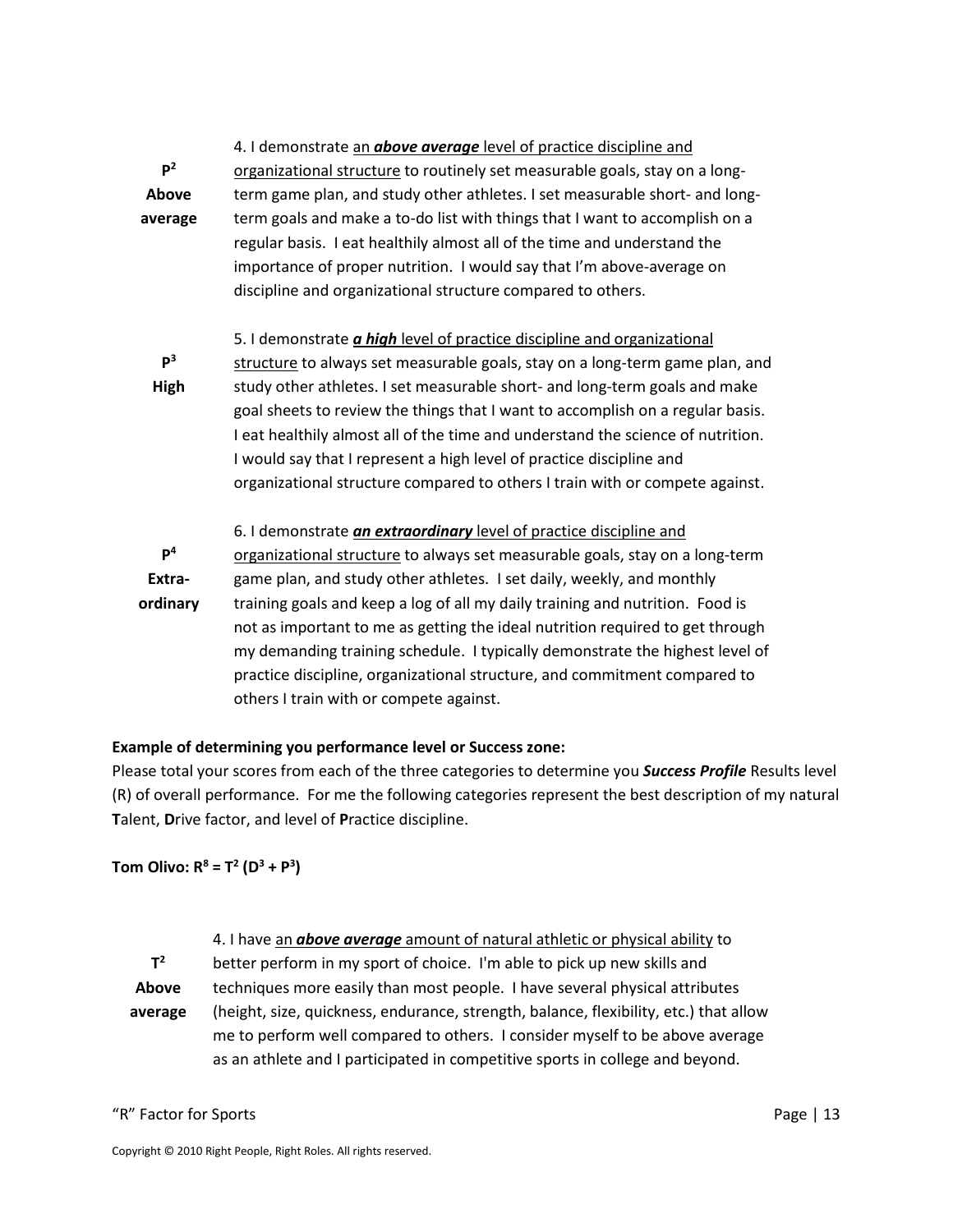| | |
|---|---|
| $P^2$ **Above average** | 4. I demonstrate <u>an ***above average*** level of practice discipline and organizational structure</u> to routinely set measurable goals, stay on a long-term game plan, and study other athletes. I set measurable short- and long-term goals and make a to-do list with things that I want to accomplish on a regular basis. I eat healthily almost all of the time and understand the importance of proper nutrition. I would say that I'm above-average on discipline and organizational structure compared to others. |
| $P^3$ **High** | 5. I demonstrate <u>***a high*** level of practice discipline and organizational structure</u> to always set measurable goals, stay on a long-term game plan, and study other athletes. I set measurable short- and long-term goals and make goal sheets to review the things that I want to accomplish on a regular basis. I eat healthily almost all of the time and understand the science of nutrition. I would say that I represent a high level of practice discipline and organizational structure compared to others I train with or compete against. |
| $P^4$ **Extra-ordinary** | 6. I demonstrate <u>***an extraordinary*** level of practice discipline and organizational structure</u> to always set measurable goals, stay on a long-term game plan, and study other athletes. I set daily, weekly, and monthly training goals and keep a log of all my daily training and nutrition. Food is not as important to me as getting the ideal nutrition required to get through my demanding training schedule. I typically demonstrate the highest level of practice discipline, organizational structure, and commitment compared to others I train with or compete against. |

**Example of determining you performance level or Success zone:**

Please total your scores from each of the three categories to determine you ***Success Profile*** Results level (R) of overall performance. For me the following categories represent the best description of my natural **T**alent, **D**rive factor, and level of **P**ractice discipline.

**Tom Olivo: $R^8 = T^2 (D^3 + P^3)$**

| | |
|---|---|
| $T^2$ **Above average** | 4. I have <u>an ***above average*** amount of natural athletic or physical ability</u> to better perform in my sport of choice. I'm able to pick up new skills and techniques more easily than most people. I have several physical attributes (height, size, quickness, endurance, strength, balance, flexibility, etc.) that allow me to perform well compared to others. I consider myself to be above average as an athlete and I participated in competitive sports in college and beyond. |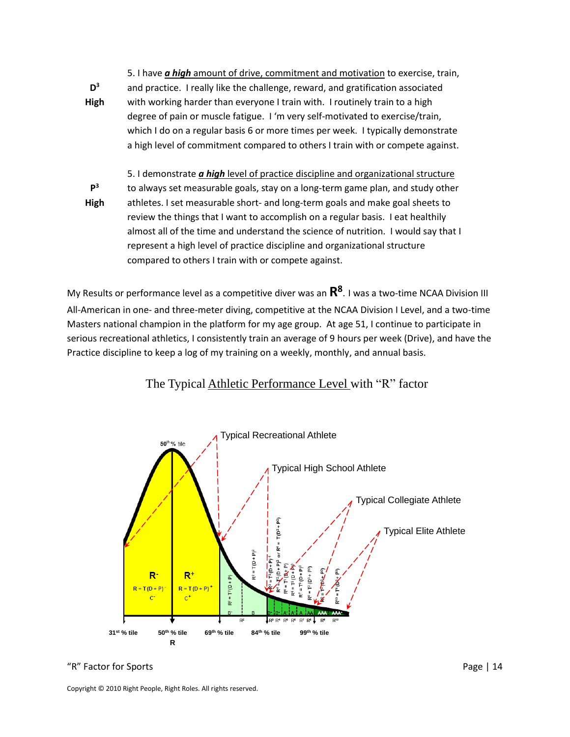**$D^3$ High**

5. I have ***a high*** amount of drive, commitment and motivation to exercise, train, and practice. I really like the challenge, reward, and gratification associated with working harder than everyone I train with. I routinely train to a high degree of pain or muscle fatigue. I 'm very self-motivated to exercise/train, which I do on a regular basis 6 or more times per week. I typically demonstrate a high level of commitment compared to others I train with or compete against.

**$P^3$ High**

5. I demonstrate ***a high*** level of practice discipline and organizational structure to always set measurable goals, stay on a long-term game plan, and study other athletes. I set measurable short- and long-term goals and make goal sheets to review the things that I want to accomplish on a regular basis. I eat healthily almost all of the time and understand the science of nutrition. I would say that I represent a high level of practice discipline and organizational structure compared to others I train with or compete against.

My Results or performance level as a competitive diver was an $\mathbf{R^8}$. I was a two-time NCAA Division III All-American in one- and three-meter diving, competitive at the NCAA Division I Level, and a two-time Masters national champion in the platform for my age group. At age 51, I continue to participate in serious recreational athletics, I consistently train an average of 9 hours per week (Drive), and have the Practice discipline to keep a log of my training on a weekly, monthly, and annual basis.

The Typical Athletic Performance Level with "R" factor

Typical Recreational Athlete

Typical High School Athlete

Typical Collegiate Athlete

Typical Elite Athlete

50th % tile

$R^-$ $R = T(D+P)^-$ $C^-$

$R^+$ $R = T(D+P)^+$ $C^+$

$R^2 = T^2(D+P)$

$R^3 = T(D+P)^2$

$R^3 = T^2(D+P)^+$

$R^4 = T^2(D+P)^2$ or $R^4 = T(D^2+P^2)$

$R^5 = T^3(D+P)$

$R^6 = T^2(D+P)^3$

$R^7 = T^3(D+P)^3$

$R^8 = T^2(D^3+P^3)$

$R^9 = T^3(D^2+P^3)$

$R^{10} = T^3(D^3+P^3)$

B- B B+ B+ A- A A AA AAA AAA+

31st % tile 50th % tile 69th % tile 84th % tile 99th % tile

R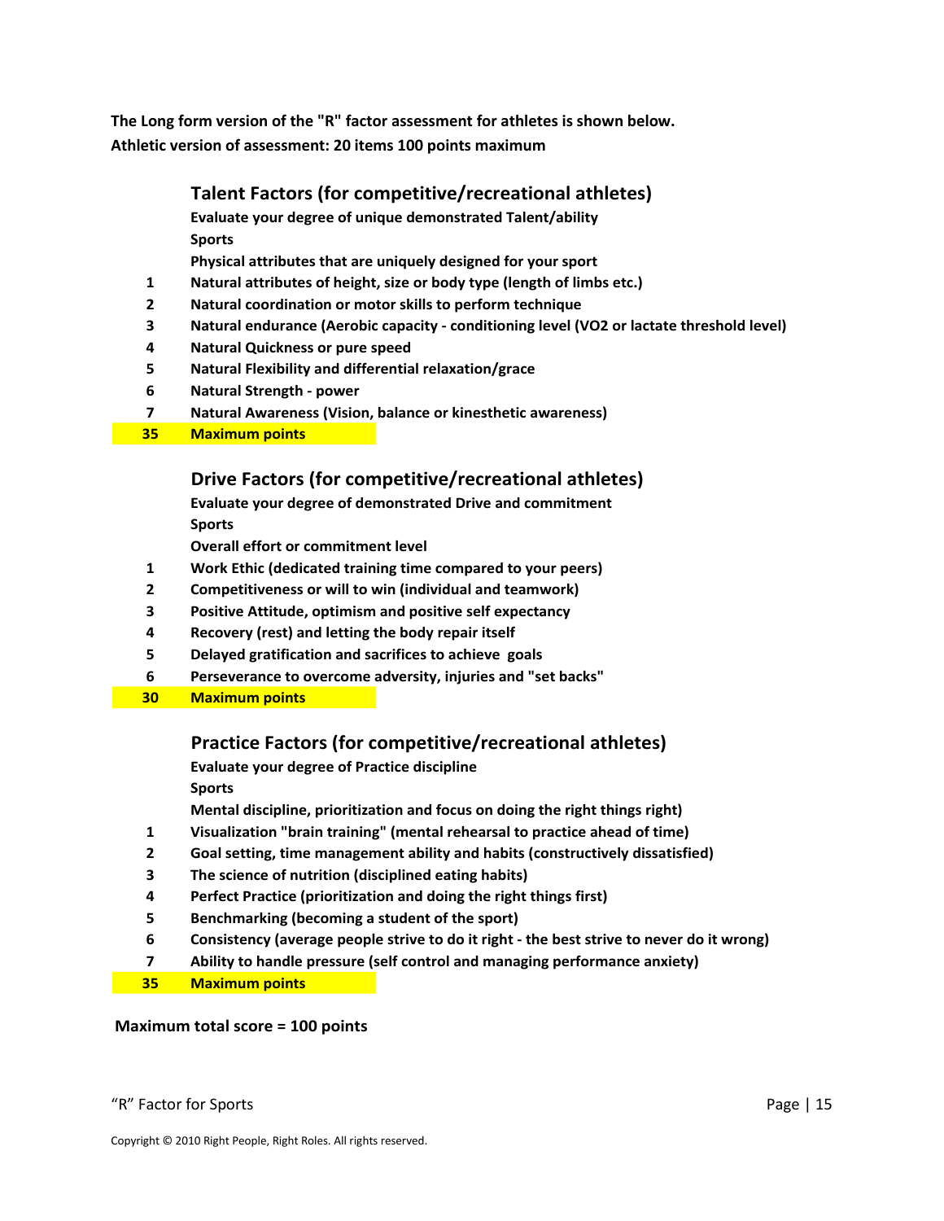**The Long form version of the "R" factor assessment for athletes is shown below.**
**Athletic version of assessment: 20 items 100 points maximum**

## Talent Factors (for competitive/recreational athletes)

**Evaluate your degree of unique demonstrated Talent/ability**
**Sports**
**Physical attributes that are uniquely designed for your sport**

| | |
|---|---|
| **1** | **Natural attributes of height, size or body type (length of limbs etc.)** |
| **2** | **Natural coordination or motor skills to perform technique** |
| **3** | **Natural endurance (Aerobic capacity - conditioning level (VO2 or lactate threshold level)** |
| **4** | **Natural Quickness or pure speed** |
| **5** | **Natural Flexibility and differential relaxation/grace** |
| **6** | **Natural Strength - power** |
| **7** | **Natural Awareness (Vision, balance or kinesthetic awareness)** |
| **35** | **Maximum points** |

## Drive Factors (for competitive/recreational athletes)

**Evaluate your degree of demonstrated Drive and commitment**
**Sports**
**Overall effort or commitment level**

| | |
|---|---|
| **1** | **Work Ethic (dedicated training time compared to your peers)** |
| **2** | **Competitiveness or will to win (individual and teamwork)** |
| **3** | **Positive Attitude, optimism and positive self expectancy** |
| **4** | **Recovery (rest) and letting the body repair itself** |
| **5** | **Delayed gratification and sacrifices to achieve goals** |
| **6** | **Perseverance to overcome adversity, injuries and "set backs"** |
| **30** | **Maximum points** |

## Practice Factors (for competitive/recreational athletes)

**Evaluate your degree of Practice discipline**
**Sports**
**Mental discipline, prioritization and focus on doing the right things right)**

| | |
|---|---|
| **1** | **Visualization "brain training" (mental rehearsal to practice ahead of time)** |
| **2** | **Goal setting, time management ability and habits (constructively dissatisfied)** |
| **3** | **The science of nutrition (disciplined eating habits)** |
| **4** | **Perfect Practice (prioritization and doing the right things first)** |
| **5** | **Benchmarking (becoming a student of the sport)** |
| **6** | **Consistency (average people strive to do it right - the best strive to never do it wrong)** |
| **7** | **Ability to handle pressure (self control and managing performance anxiety)** |
| **35** | **Maximum points** |

**Maximum total score = 100 points**

Copyright © 2010 Right People, Right Roles. All rights reserved.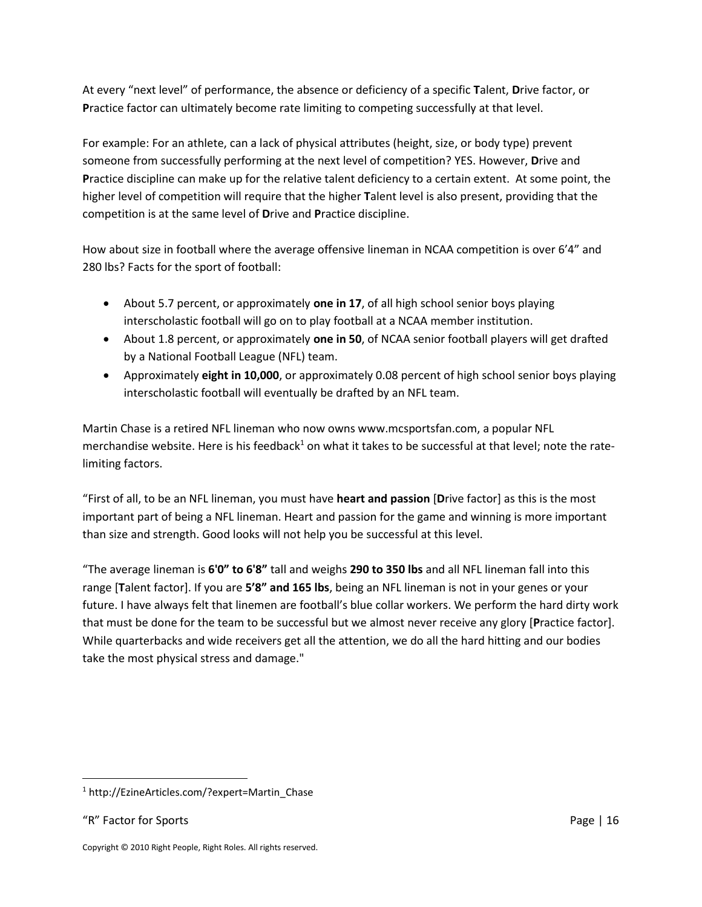At every "next level" of performance, the absence or deficiency of a specific **T**alent, **D**rive factor, or **P**ractice factor can ultimately become rate limiting to competing successfully at that level.

For example: For an athlete, can a lack of physical attributes (height, size, or body type) prevent someone from successfully performing at the next level of competition? YES. However, **D**rive and **P**ractice discipline can make up for the relative talent deficiency to a certain extent. At some point, the higher level of competition will require that the higher **T**alent level is also present, providing that the competition is at the same level of **D**rive and **P**ractice discipline.

How about size in football where the average offensive lineman in NCAA competition is over 6'4" and 280 lbs? Facts for the sport of football:

- About 5.7 percent, or approximately **one in 17**, of all high school senior boys playing interscholastic football will go on to play football at a NCAA member institution.
- About 1.8 percent, or approximately **one in 50**, of NCAA senior football players will get drafted by a National Football League (NFL) team.
- Approximately **eight in 10,000**, or approximately 0.08 percent of high school senior boys playing interscholastic football will eventually be drafted by an NFL team.

Martin Chase is a retired NFL lineman who now owns www.mcsportsfan.com, a popular NFL merchandise website. Here is his feedback[1] on what it takes to be successful at that level; note the rate-limiting factors.

"First of all, to be an NFL lineman, you must have **heart and passion** [**D**rive factor] as this is the most important part of being a NFL lineman. Heart and passion for the game and winning is more important than size and strength. Good looks will not help you be successful at this level.

"The average lineman is **6'0" to 6'8"** tall and weighs **290 to 350 lbs** and all NFL lineman fall into this range [**T**alent factor]. If you are **5'8" and 165 lbs**, being an NFL lineman is not in your genes or your future. I have always felt that linemen are football's blue collar workers. We perform the hard dirty work that must be done for the team to be successful but we almost never receive any glory [**P**ractice factor]. While quarterbacks and wide receivers get all the attention, we do all the hard hitting and our bodies take the most physical stress and damage."

---

[1] http://EzineArticles.com/?expert=Martin_Chase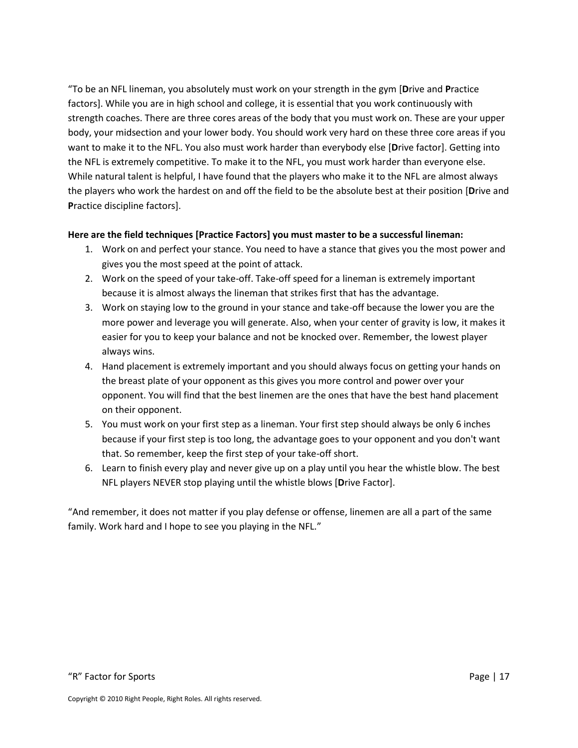"To be an NFL lineman, you absolutely must work on your strength in the gym [**D**rive and **P**ractice factors]. While you are in high school and college, it is essential that you work continuously with strength coaches. There are three cores areas of the body that you must work on. These are your upper body, your midsection and your lower body. You should work very hard on these three core areas if you want to make it to the NFL. You also must work harder than everybody else [**D**rive factor]. Getting into the NFL is extremely competitive. To make it to the NFL, you must work harder than everyone else. While natural talent is helpful, I have found that the players who make it to the NFL are almost always the players who work the hardest on and off the field to be the absolute best at their position [**D**rive and **P**ractice discipline factors].

**Here are the field techniques [Practice Factors] you must master to be a successful lineman:**

1. Work on and perfect your stance. You need to have a stance that gives you the most power and gives you the most speed at the point of attack.
2. Work on the speed of your take-off. Take-off speed for a lineman is extremely important because it is almost always the lineman that strikes first that has the advantage.
3. Work on staying low to the ground in your stance and take-off because the lower you are the more power and leverage you will generate. Also, when your center of gravity is low, it makes it easier for you to keep your balance and not be knocked over. Remember, the lowest player always wins.
4. Hand placement is extremely important and you should always focus on getting your hands on the breast plate of your opponent as this gives you more control and power over your opponent. You will find that the best linemen are the ones that have the best hand placement on their opponent.
5. You must work on your first step as a lineman. Your first step should always be only 6 inches because if your first step is too long, the advantage goes to your opponent and you don't want that. So remember, keep the first step of your take-off short.
6. Learn to finish every play and never give up on a play until you hear the whistle blow. The best NFL players NEVER stop playing until the whistle blows [**D**rive Factor].

"And remember, it does not matter if you play defense or offense, linemen are all a part of the same family. Work hard and I hope to see you playing in the NFL."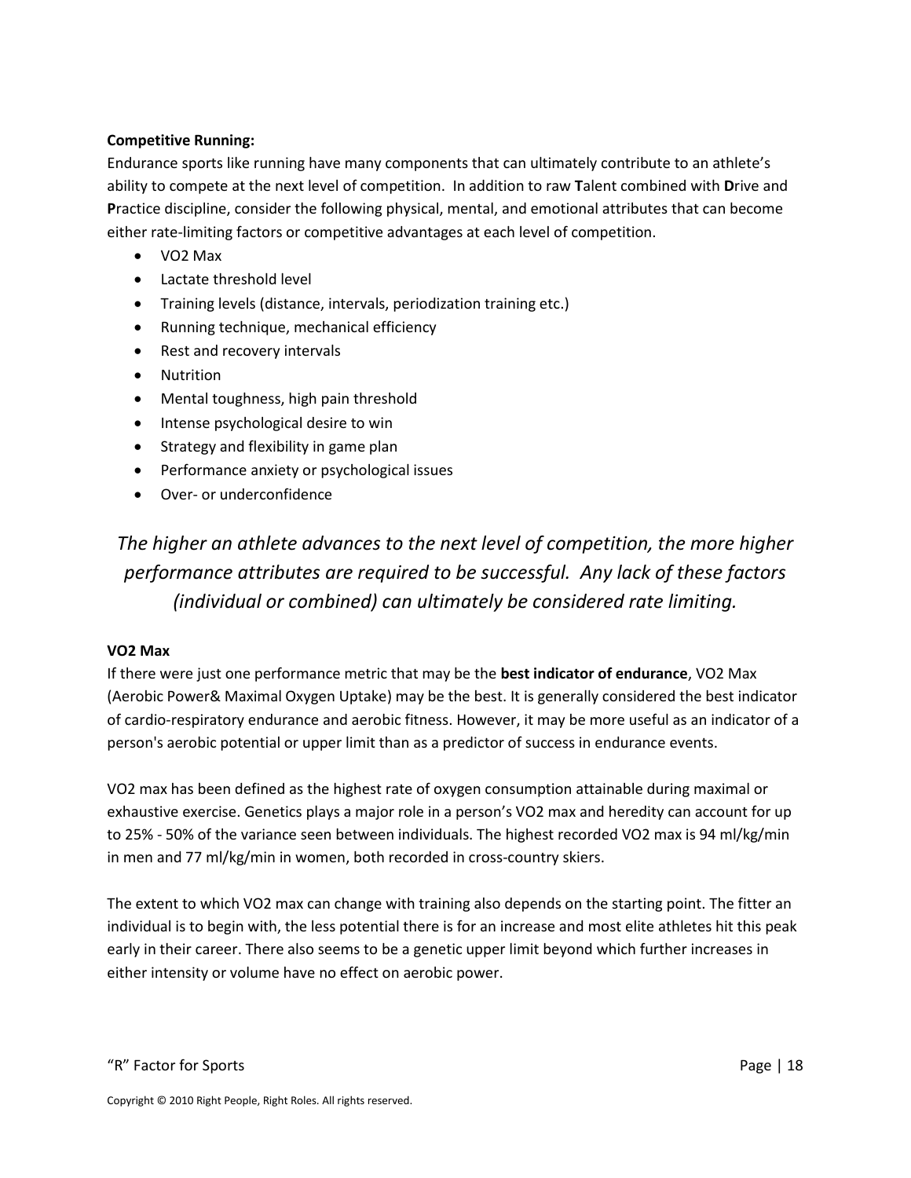**Competitive Running:**

Endurance sports like running have many components that can ultimately contribute to an athlete's ability to compete at the next level of competition. In addition to raw **T**alent combined with **D**rive and **P**ractice discipline, consider the following physical, mental, and emotional attributes that can become either rate-limiting factors or competitive advantages at each level of competition.

- VO2 Max
- Lactate threshold level
- Training levels (distance, intervals, periodization training etc.)
- Running technique, mechanical efficiency
- Rest and recovery intervals
- Nutrition
- Mental toughness, high pain threshold
- Intense psychological desire to win
- Strategy and flexibility in game plan
- Performance anxiety or psychological issues
- Over- or underconfidence

*The higher an athlete advances to the next level of competition, the more higher performance attributes are required to be successful. Any lack of these factors (individual or combined) can ultimately be considered rate limiting.*

**VO2 Max**

If there were just one performance metric that may be the **best indicator of endurance**, VO2 Max (Aerobic Power& Maximal Oxygen Uptake) may be the best. It is generally considered the best indicator of cardio-respiratory endurance and aerobic fitness. However, it may be more useful as an indicator of a person's aerobic potential or upper limit than as a predictor of success in endurance events.

VO2 max has been defined as the highest rate of oxygen consumption attainable during maximal or exhaustive exercise. Genetics plays a major role in a person's VO2 max and heredity can account for up to 25% - 50% of the variance seen between individuals. The highest recorded VO2 max is 94 ml/kg/min in men and 77 ml/kg/min in women, both recorded in cross-country skiers.

The extent to which VO2 max can change with training also depends on the starting point. The fitter an individual is to begin with, the less potential there is for an increase and most elite athletes hit this peak early in their career. There also seems to be a genetic upper limit beyond which further increases in either intensity or volume have no effect on aerobic power.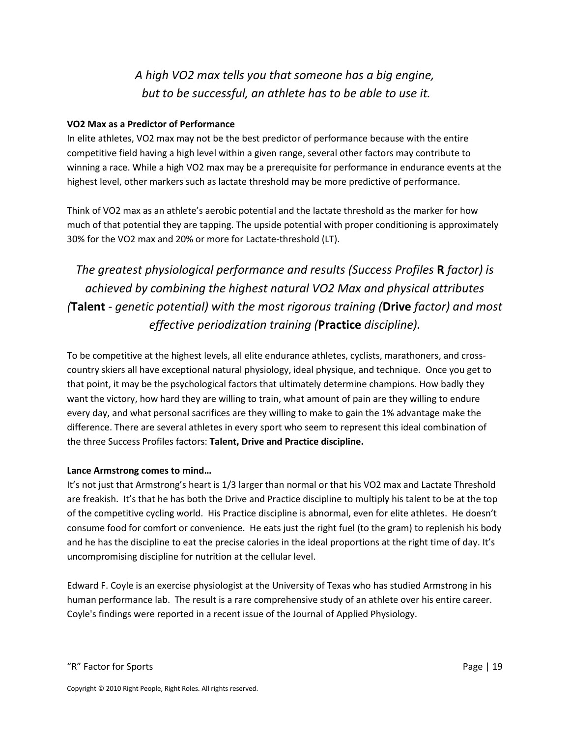*A high VO2 max tells you that someone has a big engine, but to be successful, an athlete has to be able to use it.*

**VO2 Max as a Predictor of Performance**

In elite athletes, VO2 max may not be the best predictor of performance because with the entire competitive field having a high level within a given range, several other factors may contribute to winning a race. While a high VO2 max may be a prerequisite for performance in endurance events at the highest level, other markers such as lactate threshold may be more predictive of performance.

Think of VO2 max as an athlete's aerobic potential and the lactate threshold as the marker for how much of that potential they are tapping. The upside potential with proper conditioning is approximately 30% for the VO2 max and 20% or more for Lactate-threshold (LT).

*The greatest physiological performance and results (Success Profiles* **R** *factor) is achieved by combining the highest natural VO2 Max and physical attributes (***Talent** *- genetic potential) with the most rigorous training (***Drive** *factor) and most effective periodization training (***Practice** *discipline).*

To be competitive at the highest levels, all elite endurance athletes, cyclists, marathoners, and cross-country skiers all have exceptional natural physiology, ideal physique, and technique. Once you get to that point, it may be the psychological factors that ultimately determine champions. How badly they want the victory, how hard they are willing to train, what amount of pain are they willing to endure every day, and what personal sacrifices are they willing to make to gain the 1% advantage make the difference. There are several athletes in every sport who seem to represent this ideal combination of the three Success Profiles factors: **Talent, Drive and Practice discipline.**

**Lance Armstrong comes to mind…**

It's not just that Armstrong's heart is 1/3 larger than normal or that his VO2 max and Lactate Threshold are freakish. It's that he has both the Drive and Practice discipline to multiply his talent to be at the top of the competitive cycling world. His Practice discipline is abnormal, even for elite athletes. He doesn't consume food for comfort or convenience. He eats just the right fuel (to the gram) to replenish his body and he has the discipline to eat the precise calories in the ideal proportions at the right time of day. It's uncompromising discipline for nutrition at the cellular level.

Edward F. Coyle is an exercise physiologist at the University of Texas who has studied Armstrong in his human performance lab. The result is a rare comprehensive study of an athlete over his entire career. Coyle's findings were reported in a recent issue of the Journal of Applied Physiology.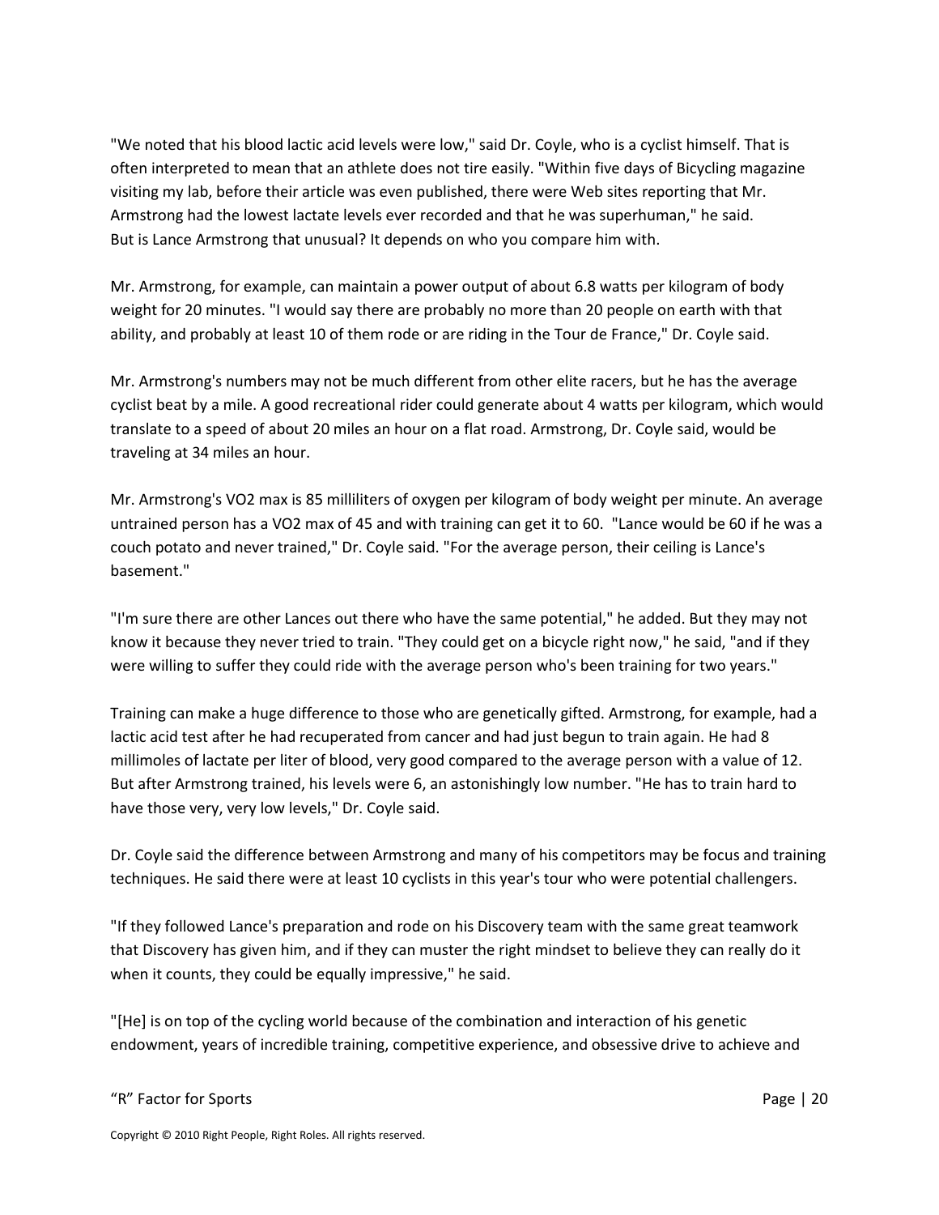"We noted that his blood lactic acid levels were low," said Dr. Coyle, who is a cyclist himself. That is often interpreted to mean that an athlete does not tire easily. "Within five days of Bicycling magazine visiting my lab, before their article was even published, there were Web sites reporting that Mr. Armstrong had the lowest lactate levels ever recorded and that he was superhuman," he said.
But is Lance Armstrong that unusual? It depends on who you compare him with.

Mr. Armstrong, for example, can maintain a power output of about 6.8 watts per kilogram of body weight for 20 minutes. "I would say there are probably no more than 20 people on earth with that ability, and probably at least 10 of them rode or are riding in the Tour de France," Dr. Coyle said.

Mr. Armstrong's numbers may not be much different from other elite racers, but he has the average cyclist beat by a mile. A good recreational rider could generate about 4 watts per kilogram, which would translate to a speed of about 20 miles an hour on a flat road. Armstrong, Dr. Coyle said, would be traveling at 34 miles an hour.

Mr. Armstrong's VO2 max is 85 milliliters of oxygen per kilogram of body weight per minute. An average untrained person has a VO2 max of 45 and with training can get it to 60. "Lance would be 60 if he was a couch potato and never trained," Dr. Coyle said. "For the average person, their ceiling is Lance's basement."

"I'm sure there are other Lances out there who have the same potential," he added. But they may not know it because they never tried to train. "They could get on a bicycle right now," he said, "and if they were willing to suffer they could ride with the average person who's been training for two years."

Training can make a huge difference to those who are genetically gifted. Armstrong, for example, had a lactic acid test after he had recuperated from cancer and had just begun to train again. He had 8 millimoles of lactate per liter of blood, very good compared to the average person with a value of 12. But after Armstrong trained, his levels were 6, an astonishingly low number. "He has to train hard to have those very, very low levels," Dr. Coyle said.

Dr. Coyle said the difference between Armstrong and many of his competitors may be focus and training techniques. He said there were at least 10 cyclists in this year's tour who were potential challengers.

"If they followed Lance's preparation and rode on his Discovery team with the same great teamwork that Discovery has given him, and if they can muster the right mindset to believe they can really do it when it counts, they could be equally impressive," he said.

"[He] is on top of the cycling world because of the combination and interaction of his genetic endowment, years of incredible training, competitive experience, and obsessive drive to achieve and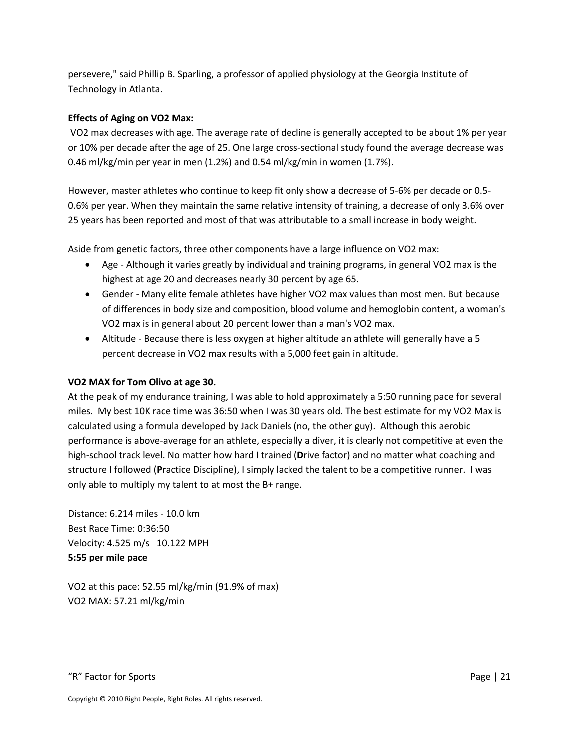persevere," said Phillip B. Sparling, a professor of applied physiology at the Georgia Institute of Technology in Atlanta.

**Effects of Aging on VO2 Max:**

VO2 max decreases with age. The average rate of decline is generally accepted to be about 1% per year or 10% per decade after the age of 25. One large cross-sectional study found the average decrease was 0.46 ml/kg/min per year in men (1.2%) and 0.54 ml/kg/min in women (1.7%).

However, master athletes who continue to keep fit only show a decrease of 5-6% per decade or 0.5-0.6% per year. When they maintain the same relative intensity of training, a decrease of only 3.6% over 25 years has been reported and most of that was attributable to a small increase in body weight.

Aside from genetic factors, three other components have a large influence on VO2 max:

- Age - Although it varies greatly by individual and training programs, in general VO2 max is the highest at age 20 and decreases nearly 30 percent by age 65.
- Gender - Many elite female athletes have higher VO2 max values than most men. But because of differences in body size and composition, blood volume and hemoglobin content, a woman's VO2 max is in general about 20 percent lower than a man's VO2 max.
- Altitude - Because there is less oxygen at higher altitude an athlete will generally have a 5 percent decrease in VO2 max results with a 5,000 feet gain in altitude.

**VO2 MAX for Tom Olivo at age 30.**

At the peak of my endurance training, I was able to hold approximately a 5:50 running pace for several miles. My best 10K race time was 36:50 when I was 30 years old. The best estimate for my VO2 Max is calculated using a formula developed by Jack Daniels (no, the other guy). Although this aerobic performance is above-average for an athlete, especially a diver, it is clearly not competitive at even the high-school track level. No matter how hard I trained (**D**rive factor) and no matter what coaching and structure I followed (**P**ractice Discipline), I simply lacked the talent to be a competitive runner. I was only able to multiply my talent to at most the B+ range.

Distance: 6.214 miles - 10.0 km
Best Race Time: 0:36:50
Velocity: 4.525 m/s 10.122 MPH
**5:55 per mile pace**

VO2 at this pace: 52.55 ml/kg/min (91.9% of max)
VO2 MAX: 57.21 ml/kg/min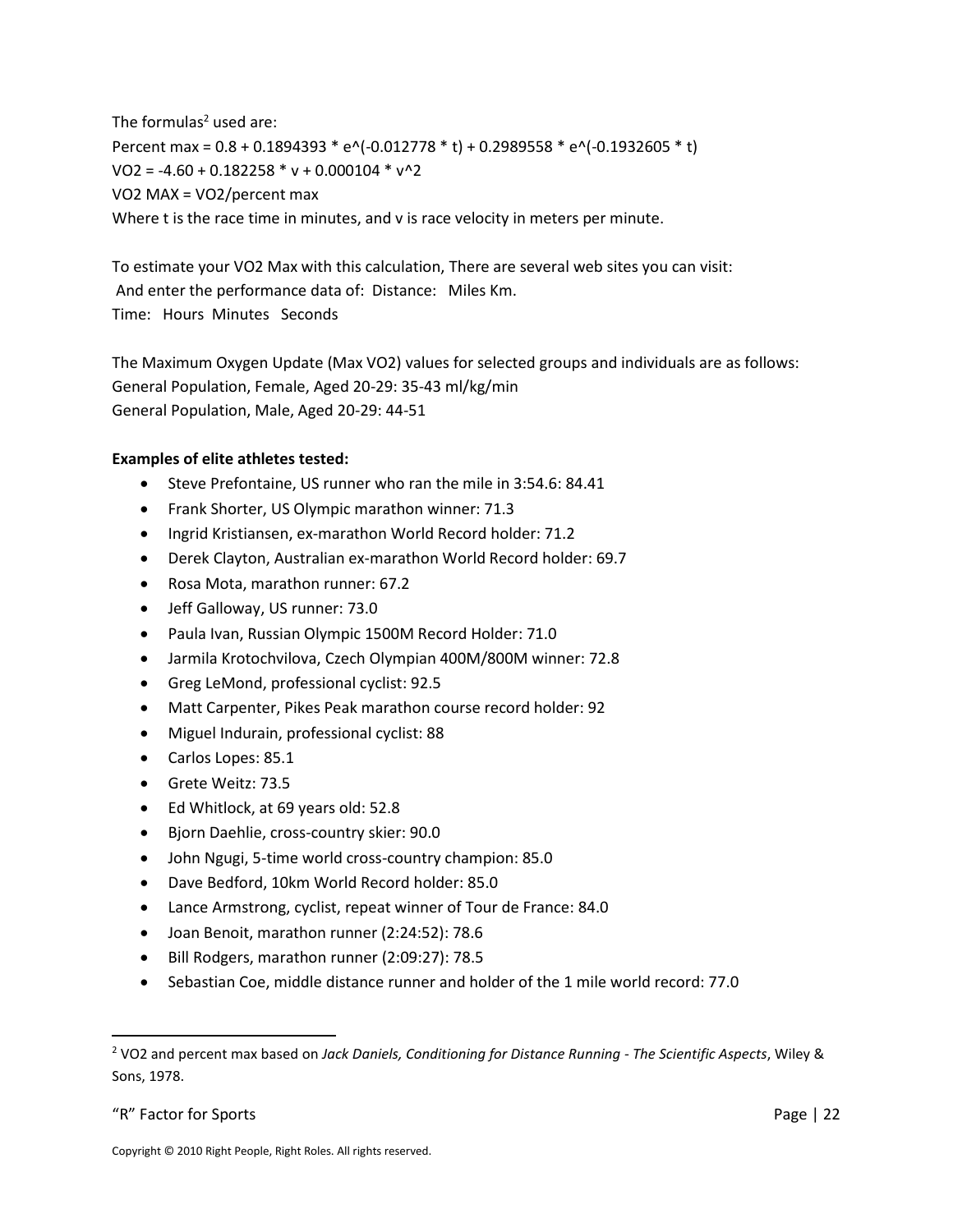The formulas[2] used are:

Percent max = 0.8 + 0.1894393 * e^(-0.012778 * t) + 0.2989558 * e^(-0.1932605 * t)

VO2 = -4.60 + 0.182258 * v + 0.000104 * v^2

VO2 MAX = VO2/percent max

Where t is the race time in minutes, and v is race velocity in meters per minute.

To estimate your VO2 Max with this calculation, There are several web sites you can visit:
And enter the performance data of: Distance: Miles Km.
Time: Hours Minutes Seconds

The Maximum Oxygen Update (Max VO2) values for selected groups and individuals are as follows:
General Population, Female, Aged 20-29: 35-43 ml/kg/min
General Population, Male, Aged 20-29: 44-51

**Examples of elite athletes tested:**

- Steve Prefontaine, US runner who ran the mile in 3:54.6: 84.41
- Frank Shorter, US Olympic marathon winner: 71.3
- Ingrid Kristiansen, ex-marathon World Record holder: 71.2
- Derek Clayton, Australian ex-marathon World Record holder: 69.7
- Rosa Mota, marathon runner: 67.2
- Jeff Galloway, US runner: 73.0
- Paula Ivan, Russian Olympic 1500M Record Holder: 71.0
- Jarmila Krotochvilova, Czech Olympian 400M/800M winner: 72.8
- Greg LeMond, professional cyclist: 92.5
- Matt Carpenter, Pikes Peak marathon course record holder: 92
- Miguel Indurain, professional cyclist: 88
- Carlos Lopes: 85.1
- Grete Weitz: 73.5
- Ed Whitlock, at 69 years old: 52.8
- Bjorn Daehlie, cross-country skier: 90.0
- John Ngugi, 5-time world cross-country champion: 85.0
- Dave Bedford, 10km World Record holder: 85.0
- Lance Armstrong, cyclist, repeat winner of Tour de France: 84.0
- Joan Benoit, marathon runner (2:24:52): 78.6
- Bill Rodgers, marathon runner (2:09:27): 78.5
- Sebastian Coe, middle distance runner and holder of the 1 mile world record: 77.0

---

[2] VO2 and percent max based on *Jack Daniels, Conditioning for Distance Running - The Scientific Aspects*, Wiley & Sons, 1978.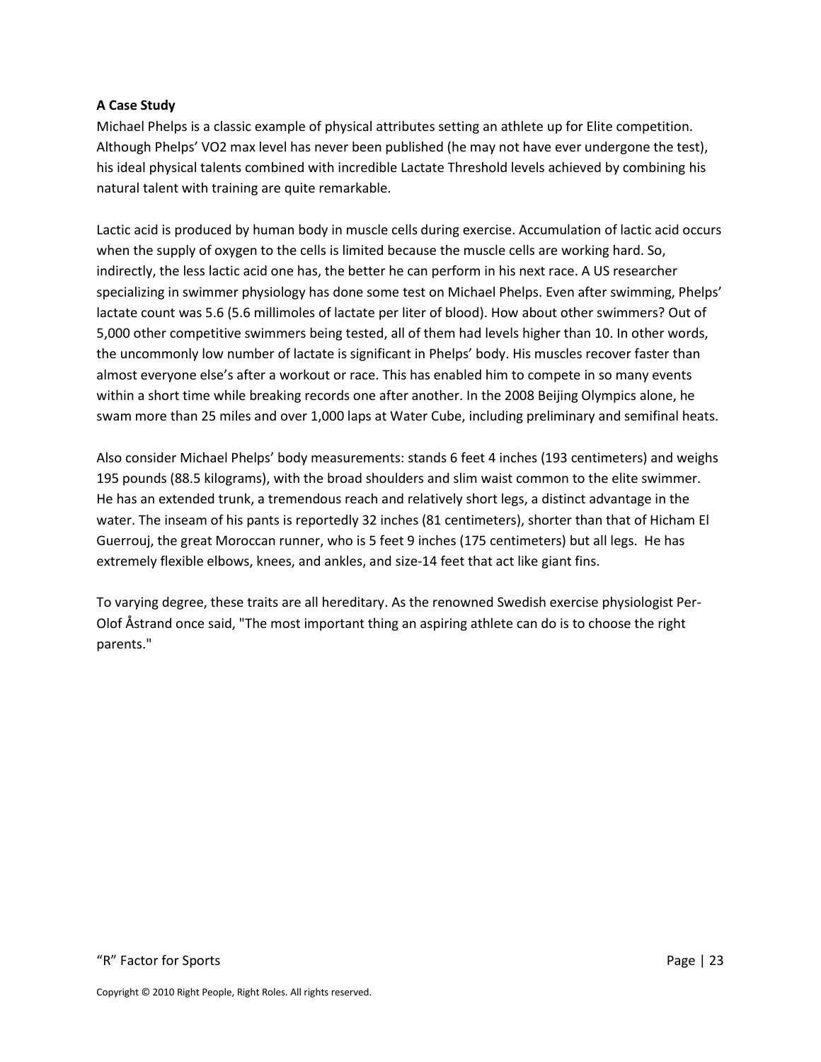**A Case Study**

Michael Phelps is a classic example of physical attributes setting an athlete up for Elite competition. Although Phelps' VO2 max level has never been published (he may not have ever undergone the test), his ideal physical talents combined with incredible Lactate Threshold levels achieved by combining his natural talent with training are quite remarkable.

Lactic acid is produced by human body in muscle cells during exercise. Accumulation of lactic acid occurs when the supply of oxygen to the cells is limited because the muscle cells are working hard. So, indirectly, the less lactic acid one has, the better he can perform in his next race. A US researcher specializing in swimmer physiology has done some test on Michael Phelps. Even after swimming, Phelps' lactate count was 5.6 (5.6 millimoles of lactate per liter of blood). How about other swimmers? Out of 5,000 other competitive swimmers being tested, all of them had levels higher than 10. In other words, the uncommonly low number of lactate is significant in Phelps' body. His muscles recover faster than almost everyone else's after a workout or race. This has enabled him to compete in so many events within a short time while breaking records one after another. In the 2008 Beijing Olympics alone, he swam more than 25 miles and over 1,000 laps at Water Cube, including preliminary and semifinal heats.

Also consider Michael Phelps' body measurements: stands 6 feet 4 inches (193 centimeters) and weighs 195 pounds (88.5 kilograms), with the broad shoulders and slim waist common to the elite swimmer. He has an extended trunk, a tremendous reach and relatively short legs, a distinct advantage in the water. The inseam of his pants is reportedly 32 inches (81 centimeters), shorter than that of Hicham El Guerrouj, the great Moroccan runner, who is 5 feet 9 inches (175 centimeters) but all legs. He has extremely flexible elbows, knees, and ankles, and size-14 feet that act like giant fins.

To varying degree, these traits are all hereditary. As the renowned Swedish exercise physiologist Per-Olof Åstrand once said, "The most important thing an aspiring athlete can do is to choose the right parents."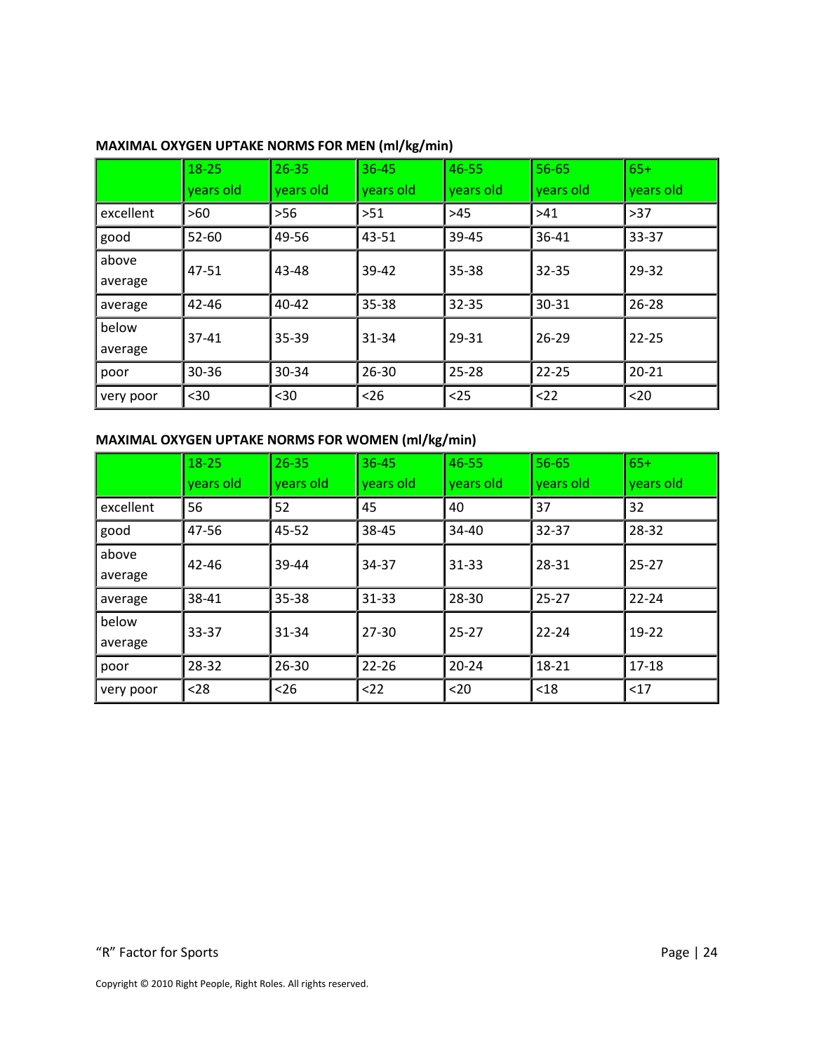**MAXIMAL OXYGEN UPTAKE NORMS FOR MEN (ml/kg/min)**

| | 18-25 years old | 26-35 years old | 36-45 years old | 46-55 years old | 56-65 years old | 65+ years old |
|---|---|---|---|---|---|---|
| excellent | >60 | >56 | >51 | >45 | >41 | >37 |
| good | 52-60 | 49-56 | 43-51 | 39-45 | 36-41 | 33-37 |
| above average | 47-51 | 43-48 | 39-42 | 35-38 | 32-35 | 29-32 |
| average | 42-46 | 40-42 | 35-38 | 32-35 | 30-31 | 26-28 |
| below average | 37-41 | 35-39 | 31-34 | 29-31 | 26-29 | 22-25 |
| poor | 30-36 | 30-34 | 26-30 | 25-28 | 22-25 | 20-21 |
| very poor | <30 | <30 | <26 | <25 | <22 | <20 |

**MAXIMAL OXYGEN UPTAKE NORMS FOR WOMEN (ml/kg/min)**

| | 18-25 years old | 26-35 years old | 36-45 years old | 46-55 years old | 56-65 years old | 65+ years old |
|---|---|---|---|---|---|---|
| excellent | 56 | 52 | 45 | 40 | 37 | 32 |
| good | 47-56 | 45-52 | 38-45 | 34-40 | 32-37 | 28-32 |
| above average | 42-46 | 39-44 | 34-37 | 31-33 | 28-31 | 25-27 |
| average | 38-41 | 35-38 | 31-33 | 28-30 | 25-27 | 22-24 |
| below average | 33-37 | 31-34 | 27-30 | 25-27 | 22-24 | 19-22 |
| poor | 28-32 | 26-30 | 22-26 | 20-24 | 18-21 | 17-18 |
| very poor | <28 | <26 | <22 | <20 | <18 | <17 |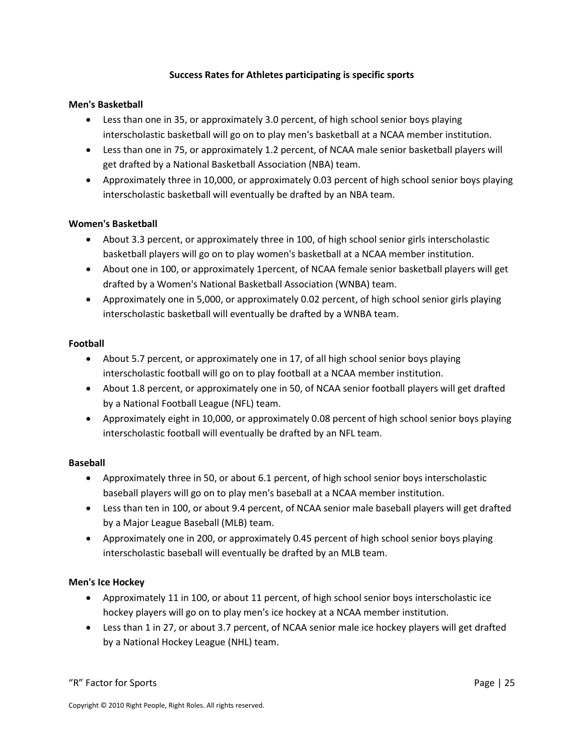**Success Rates for Athletes participating is specific sports**

**Men's Basketball**

- Less than one in 35, or approximately 3.0 percent, of high school senior boys playing interscholastic basketball will go on to play men's basketball at a NCAA member institution.
- Less than one in 75, or approximately 1.2 percent, of NCAA male senior basketball players will get drafted by a National Basketball Association (NBA) team.
- Approximately three in 10,000, or approximately 0.03 percent of high school senior boys playing interscholastic basketball will eventually be drafted by an NBA team.

**Women's Basketball**

- About 3.3 percent, or approximately three in 100, of high school senior girls interscholastic basketball players will go on to play women's basketball at a NCAA member institution.
- About one in 100, or approximately 1percent, of NCAA female senior basketball players will get drafted by a Women's National Basketball Association (WNBA) team.
- Approximately one in 5,000, or approximately 0.02 percent, of high school senior girls playing interscholastic basketball will eventually be drafted by a WNBA team.

**Football**

- About 5.7 percent, or approximately one in 17, of all high school senior boys playing interscholastic football will go on to play football at a NCAA member institution.
- About 1.8 percent, or approximately one in 50, of NCAA senior football players will get drafted by a National Football League (NFL) team.
- Approximately eight in 10,000, or approximately 0.08 percent of high school senior boys playing interscholastic football will eventually be drafted by an NFL team.

**Baseball**

- Approximately three in 50, or about 6.1 percent, of high school senior boys interscholastic baseball players will go on to play men's baseball at a NCAA member institution.
- Less than ten in 100, or about 9.4 percent, of NCAA senior male baseball players will get drafted by a Major League Baseball (MLB) team.
- Approximately one in 200, or approximately 0.45 percent of high school senior boys playing interscholastic baseball will eventually be drafted by an MLB team.

**Men's Ice Hockey**

- Approximately 11 in 100, or about 11 percent, of high school senior boys interscholastic ice hockey players will go on to play men's ice hockey at a NCAA member institution.
- Less than 1 in 27, or about 3.7 percent, of NCAA senior male ice hockey players will get drafted by a National Hockey League (NHL) team.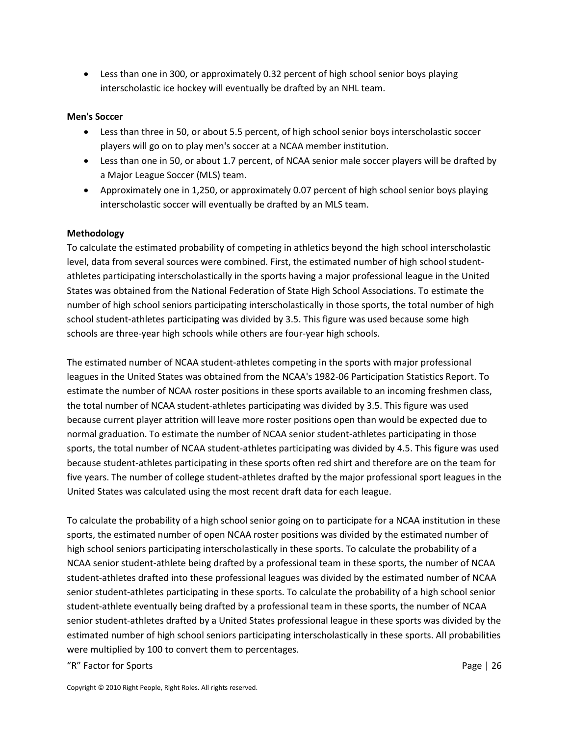- Less than one in 300, or approximately 0.32 percent of high school senior boys playing interscholastic ice hockey will eventually be drafted by an NHL team.

**Men's Soccer**

- Less than three in 50, or about 5.5 percent, of high school senior boys interscholastic soccer players will go on to play men's soccer at a NCAA member institution.
- Less than one in 50, or about 1.7 percent, of NCAA senior male soccer players will be drafted by a Major League Soccer (MLS) team.
- Approximately one in 1,250, or approximately 0.07 percent of high school senior boys playing interscholastic soccer will eventually be drafted by an MLS team.

**Methodology**

To calculate the estimated probability of competing in athletics beyond the high school interscholastic level, data from several sources were combined. First, the estimated number of high school student-athletes participating interscholastically in the sports having a major professional league in the United States was obtained from the National Federation of State High School Associations. To estimate the number of high school seniors participating interscholastically in those sports, the total number of high school student-athletes participating was divided by 3.5. This figure was used because some high schools are three-year high schools while others are four-year high schools.

The estimated number of NCAA student-athletes competing in the sports with major professional leagues in the United States was obtained from the NCAA's 1982-06 Participation Statistics Report. To estimate the number of NCAA roster positions in these sports available to an incoming freshmen class, the total number of NCAA student-athletes participating was divided by 3.5. This figure was used because current player attrition will leave more roster positions open than would be expected due to normal graduation. To estimate the number of NCAA senior student-athletes participating in those sports, the total number of NCAA student-athletes participating was divided by 4.5. This figure was used because student-athletes participating in these sports often red shirt and therefore are on the team for five years. The number of college student-athletes drafted by the major professional sport leagues in the United States was calculated using the most recent draft data for each league.

To calculate the probability of a high school senior going on to participate for a NCAA institution in these sports, the estimated number of open NCAA roster positions was divided by the estimated number of high school seniors participating interscholastically in these sports. To calculate the probability of a NCAA senior student-athlete being drafted by a professional team in these sports, the number of NCAA student-athletes drafted into these professional leagues was divided by the estimated number of NCAA senior student-athletes participating in these sports. To calculate the probability of a high school senior student-athlete eventually being drafted by a professional team in these sports, the number of NCAA senior student-athletes drafted by a United States professional league in these sports was divided by the estimated number of high school seniors participating interscholastically in these sports. All probabilities were multiplied by 100 to convert them to percentages.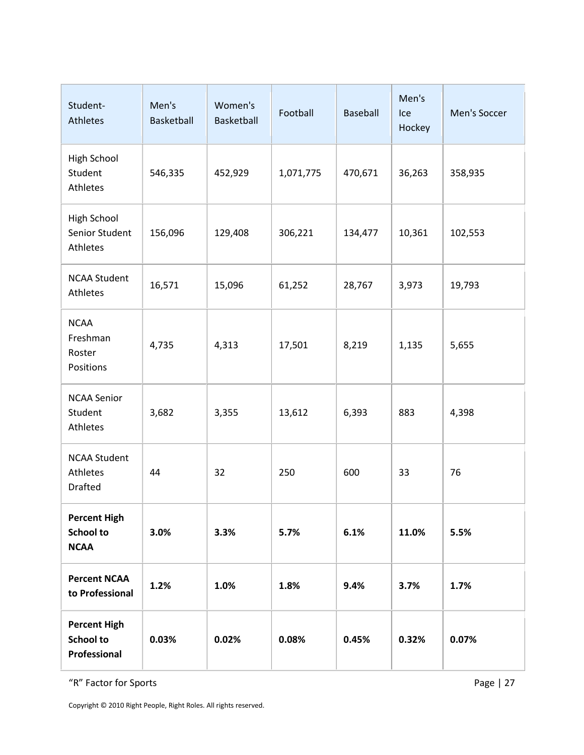| Student-Athletes | Men's Basketball | Women's Basketball | Football | Baseball | Men's Ice Hockey | Men's Soccer |
|---|---|---|---|---|---|---|
| High School Student Athletes | 546,335 | 452,929 | 1,071,775 | 470,671 | 36,263 | 358,935 |
| High School Senior Student Athletes | 156,096 | 129,408 | 306,221 | 134,477 | 10,361 | 102,553 |
| NCAA Student Athletes | 16,571 | 15,096 | 61,252 | 28,767 | 3,973 | 19,793 |
| NCAA Freshman Roster Positions | 4,735 | 4,313 | 17,501 | 8,219 | 1,135 | 5,655 |
| NCAA Senior Student Athletes | 3,682 | 3,355 | 13,612 | 6,393 | 883 | 4,398 |
| NCAA Student Athletes Drafted | 44 | 32 | 250 | 600 | 33 | 76 |
| **Percent High School to NCAA** | **3.0%** | **3.3%** | **5.7%** | **6.1%** | **11.0%** | **5.5%** |
| **Percent NCAA to Professional** | **1.2%** | **1.0%** | **1.8%** | **9.4%** | **3.7%** | **1.7%** |
| **Percent High School to Professional** | **0.03%** | **0.02%** | **0.08%** | **0.45%** | **0.32%** | **0.07%** |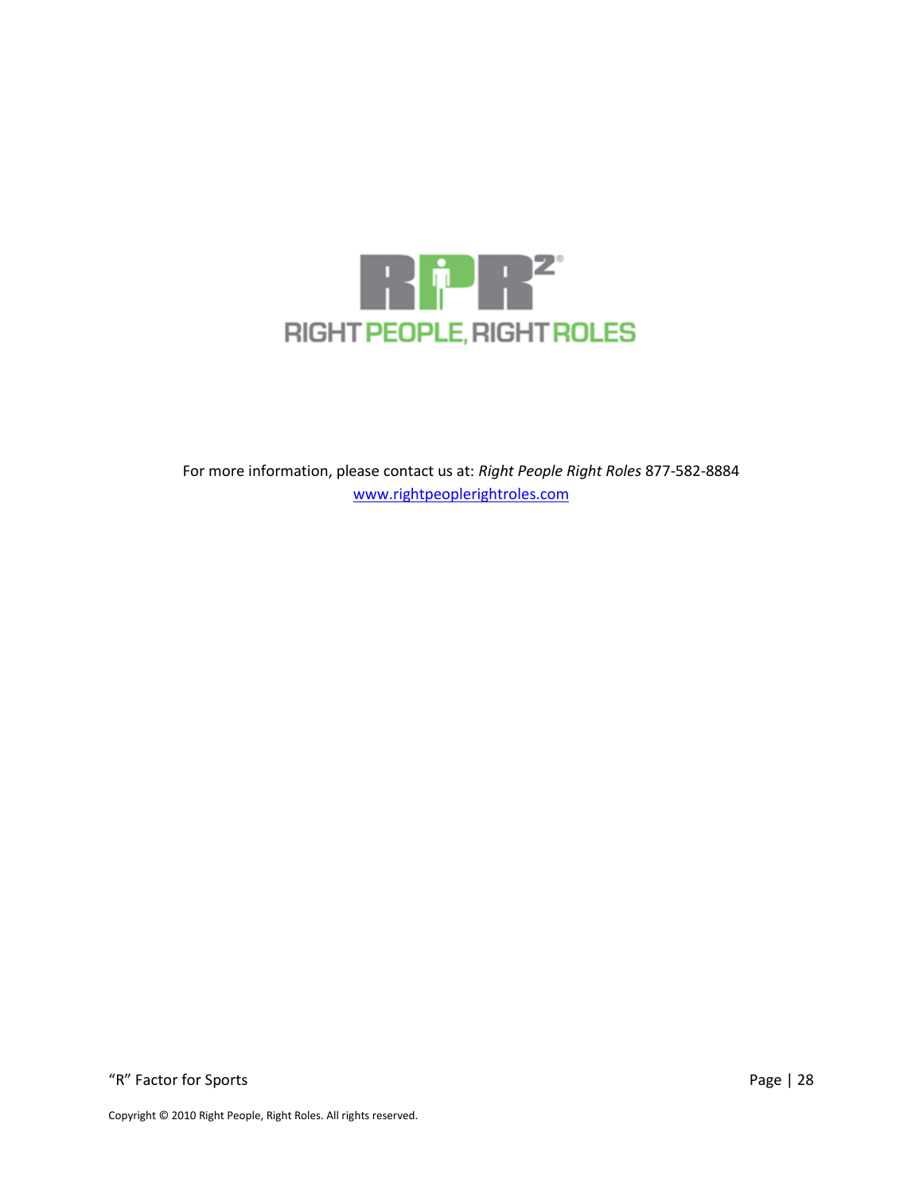RIGHT PEOPLE, RIGHT ROLES

For more information, please contact us at: *Right People Right Roles* 877-582-8884
www.rightpeoplerightroles.com

Copyright © 2010 Right People, Right Roles. All rights reserved.